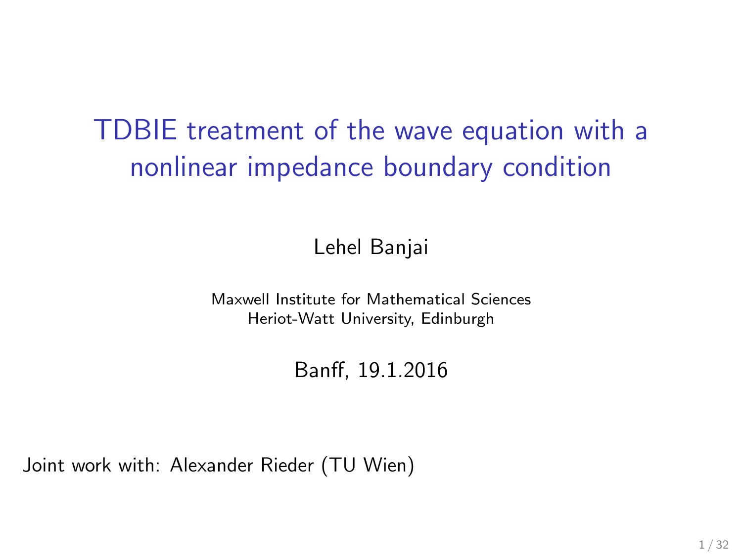# TDBIE treatment of the wave equation with a nonlinear impedance boundary condition

Lehel Banjai

Maxwell Institute for Mathematical Sciences
Heriot-Watt University, Edinburgh

Banff, 19.1.2016

Joint work with: Alexander Rieder (TU Wien)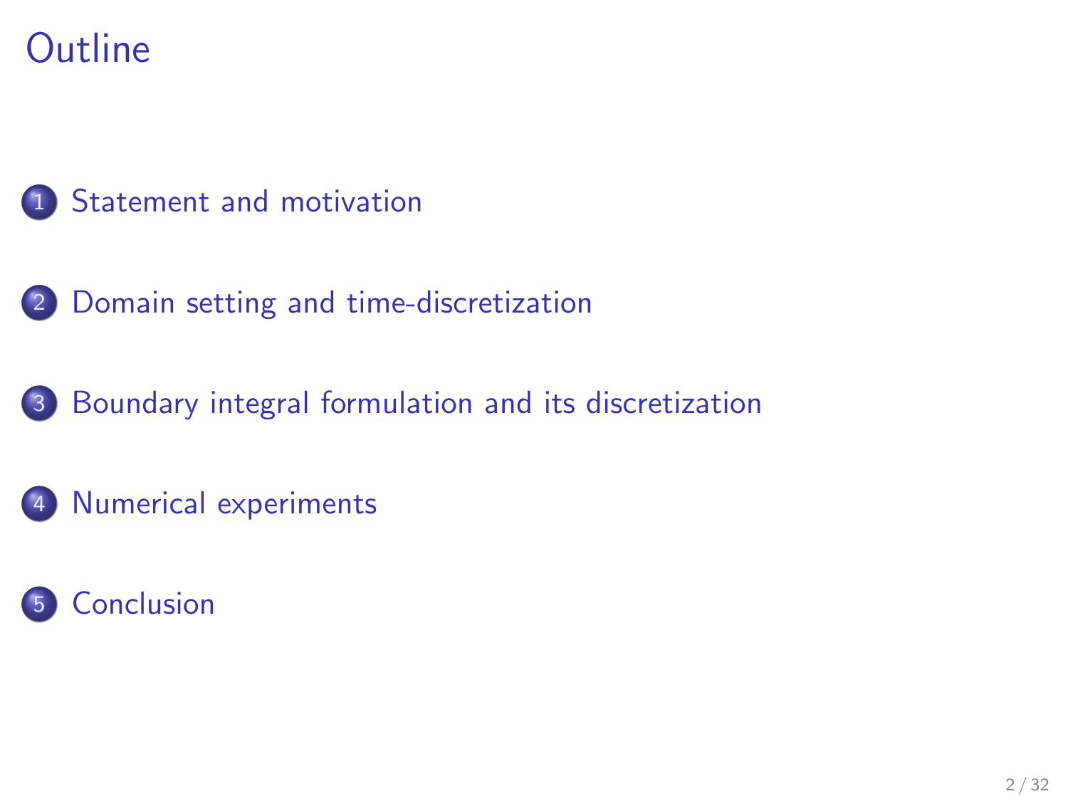# Outline

1. Statement and motivation
2. Domain setting and time-discretization
3. Boundary integral formulation and its discretization
4. Numerical experiments
5. Conclusion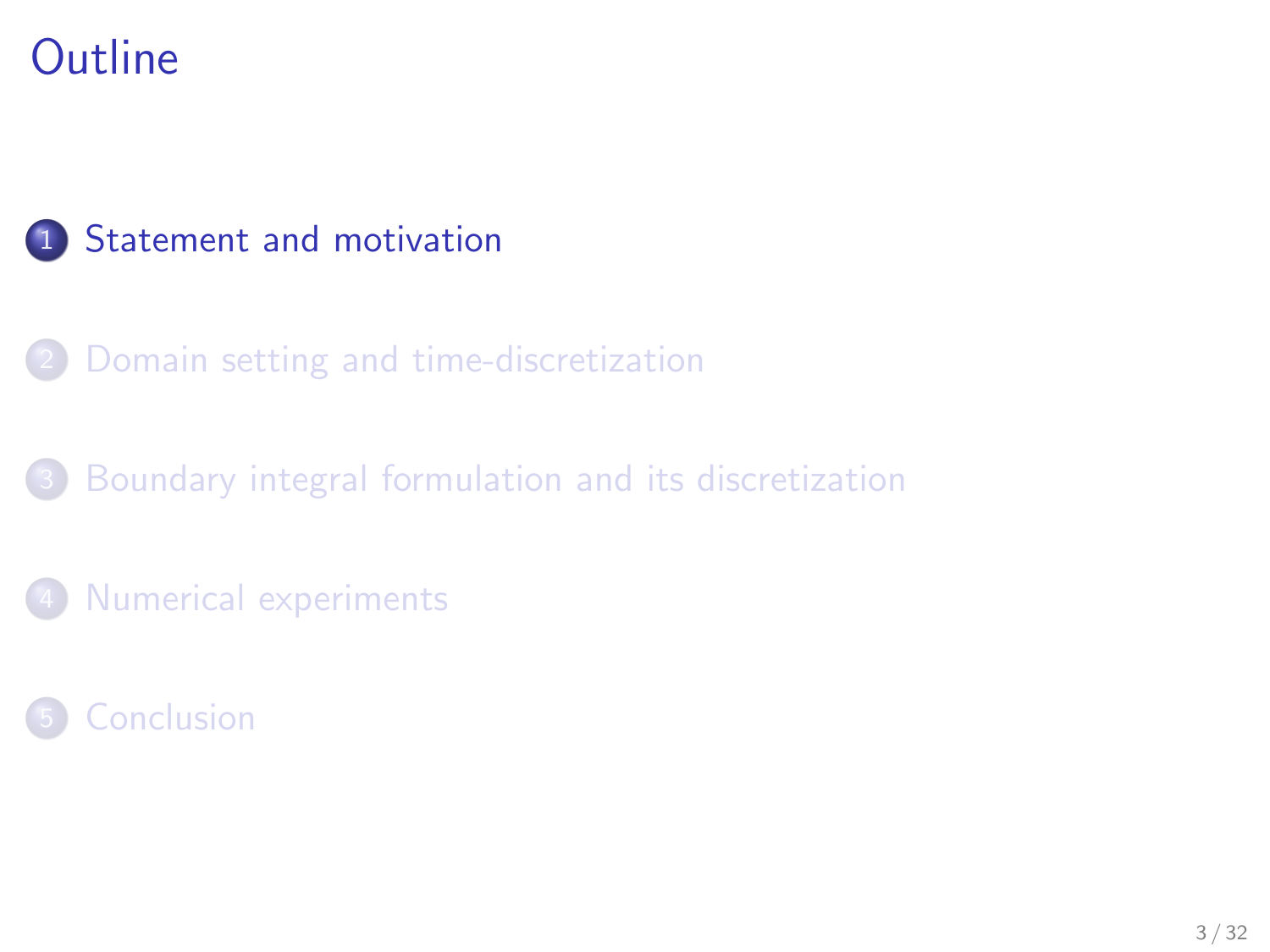# Outline

1. Statement and motivation
2. Domain setting and time-discretization
3. Boundary integral formulation and its discretization
4. Numerical experiments
5. Conclusion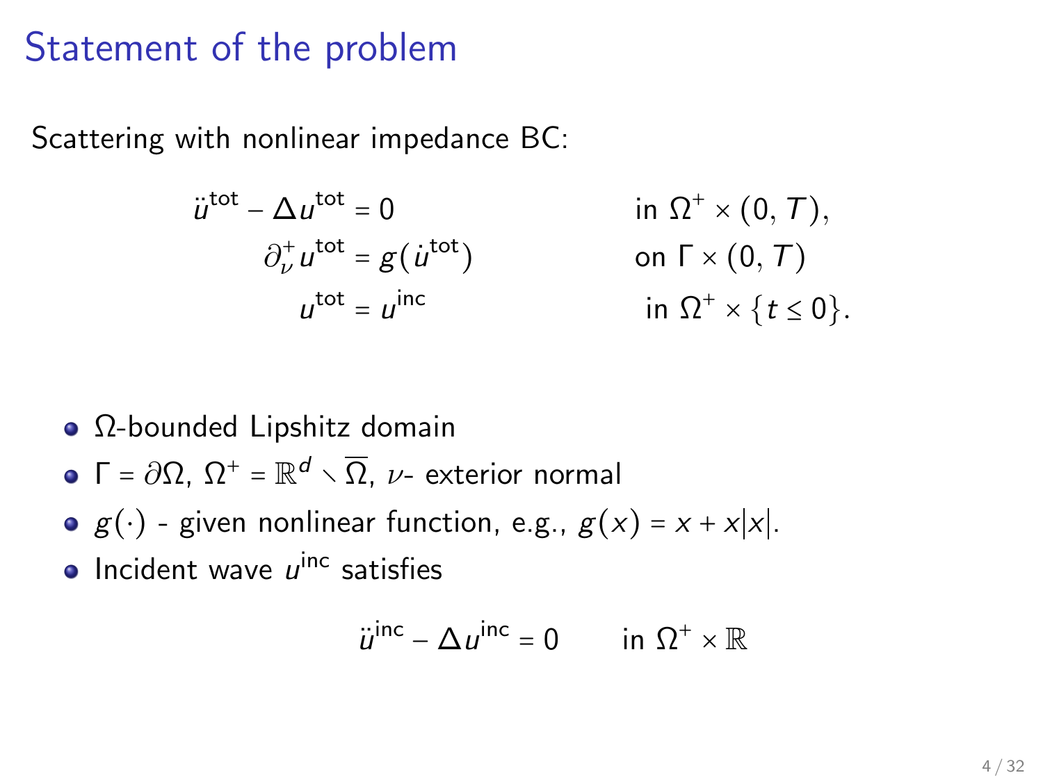# Statement of the problem

Scattering with nonlinear impedance BC:

$$
\begin{aligned}
\ddot{u}^{\text{tot}} - \Delta u^{\text{tot}} &= 0 && \text{in } \Omega^+ \times (0, T), \\
\partial_\nu^+ u^{\text{tot}} &= g(\dot{u}^{\text{tot}}) && \text{on } \Gamma \times (0, T) \\
u^{\text{tot}} &= u^{\text{inc}} && \text{in } \Omega^+ \times \{t \leq 0\}.
\end{aligned}
$$

- $\Omega$-bounded Lipshitz domain
- $\Gamma = \partial\Omega$, $\Omega^+ = \mathbb{R}^d \setminus \overline{\Omega}$, $\nu$- exterior normal
- $g(\cdot)$ - given nonlinear function, e.g., $g(x) = x + x|x|$.
- Incident wave $u^{\text{inc}}$ satisfies

$$
\ddot{u}^{\text{inc}} - \Delta u^{\text{inc}} = 0 \qquad \text{in } \Omega^+ \times \mathbb{R}
$$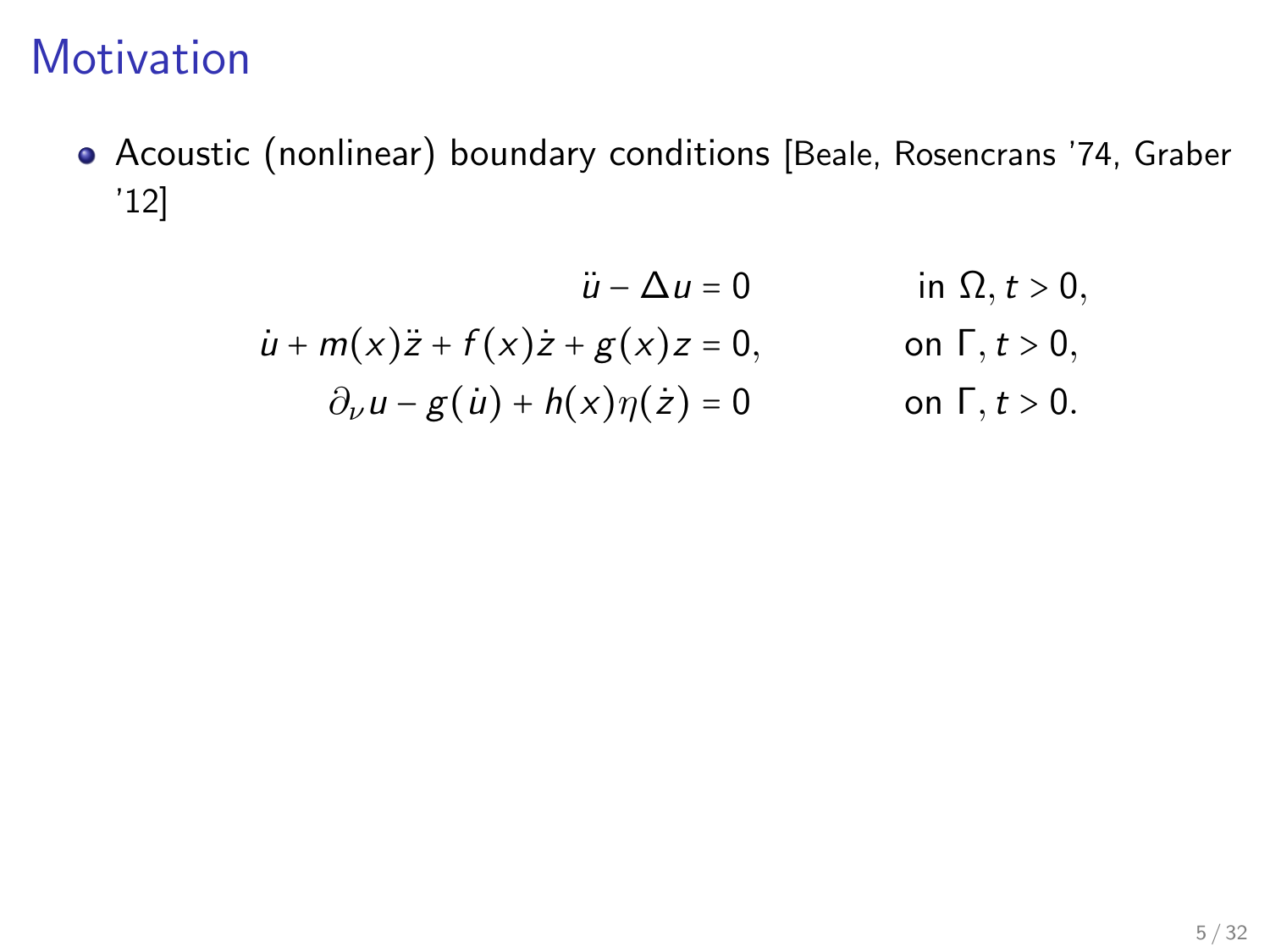# Motivation

- Acoustic (nonlinear) boundary conditions [Beale, Rosencrans '74, Graber '12]

$$
\begin{aligned}
\ddot{u} - \Delta u &= 0 && \text{in } \Omega, t > 0,\\
\dot{u} + m(x)\ddot{z} + f(x)\dot{z} + g(x)z &= 0, && \text{on } \Gamma, t > 0,\\
\partial_\nu u - g(\dot{u}) + h(x)\eta(\dot{z}) &= 0 && \text{on } \Gamma, t > 0.
\end{aligned}
$$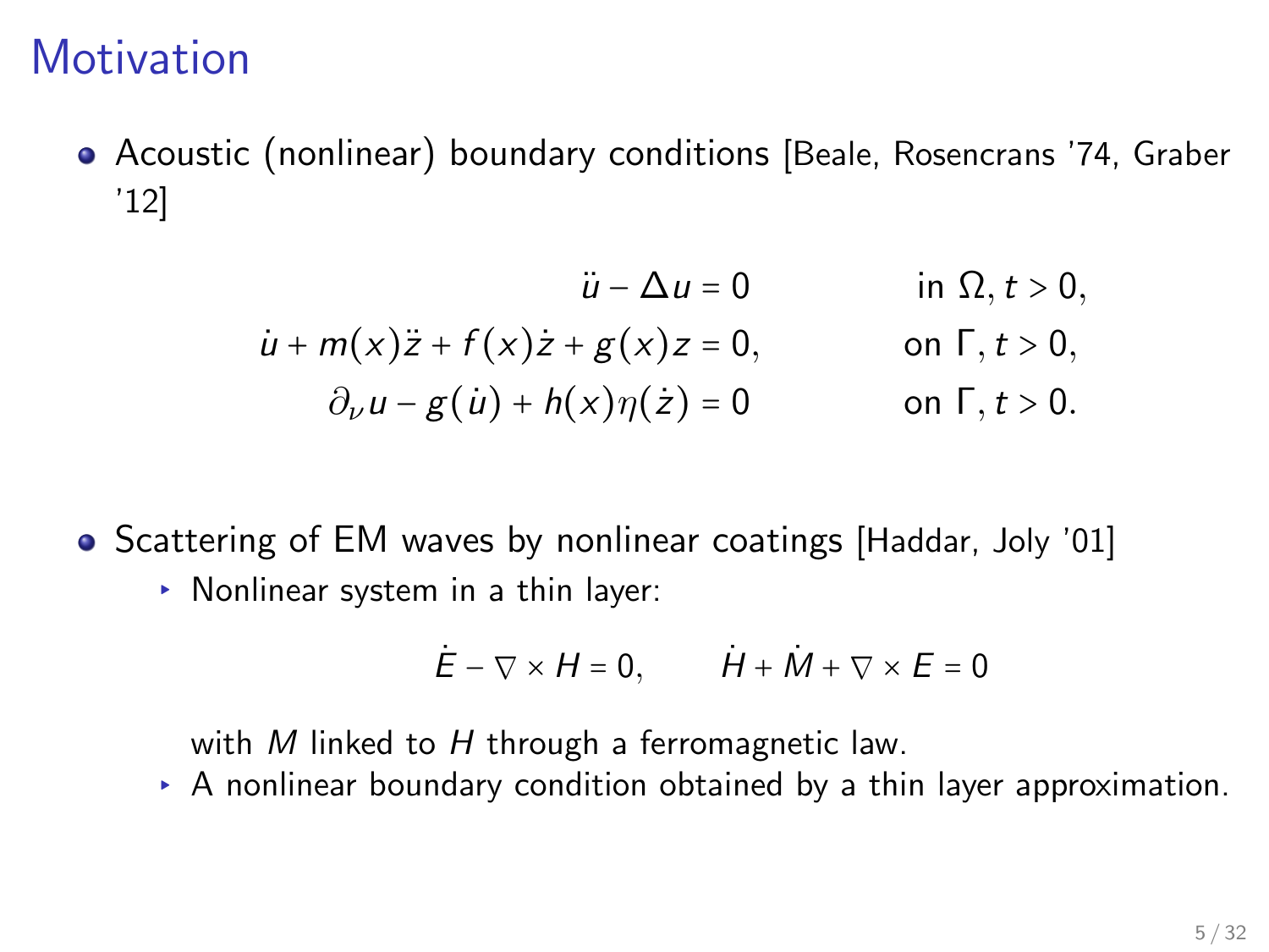# Motivation

- Acoustic (nonlinear) boundary conditions [Beale, Rosencrans '74, Graber '12]

$$
\begin{aligned}
\ddot{u} - \Delta u &= 0 && \text{in } \Omega, t > 0, \\
\dot{u} + m(x)\ddot{z} + f(x)\dot{z} + g(x)z &= 0, && \text{on } \Gamma, t > 0, \\
\partial_\nu u - g(\dot{u}) + h(x)\eta(\dot{z}) &= 0 && \text{on } \Gamma, t > 0.
\end{aligned}
$$

- Scattering of EM waves by nonlinear coatings [Haddar, Joly '01]
  - Nonlinear system in a thin layer:

    $$
    \dot{E} - \nabla \times H = 0, \qquad \dot{H} + \dot{M} + \nabla \times E = 0
    $$

    with $M$ linked to $H$ through a ferromagnetic law.
  - A nonlinear boundary condition obtained by a thin layer approximation.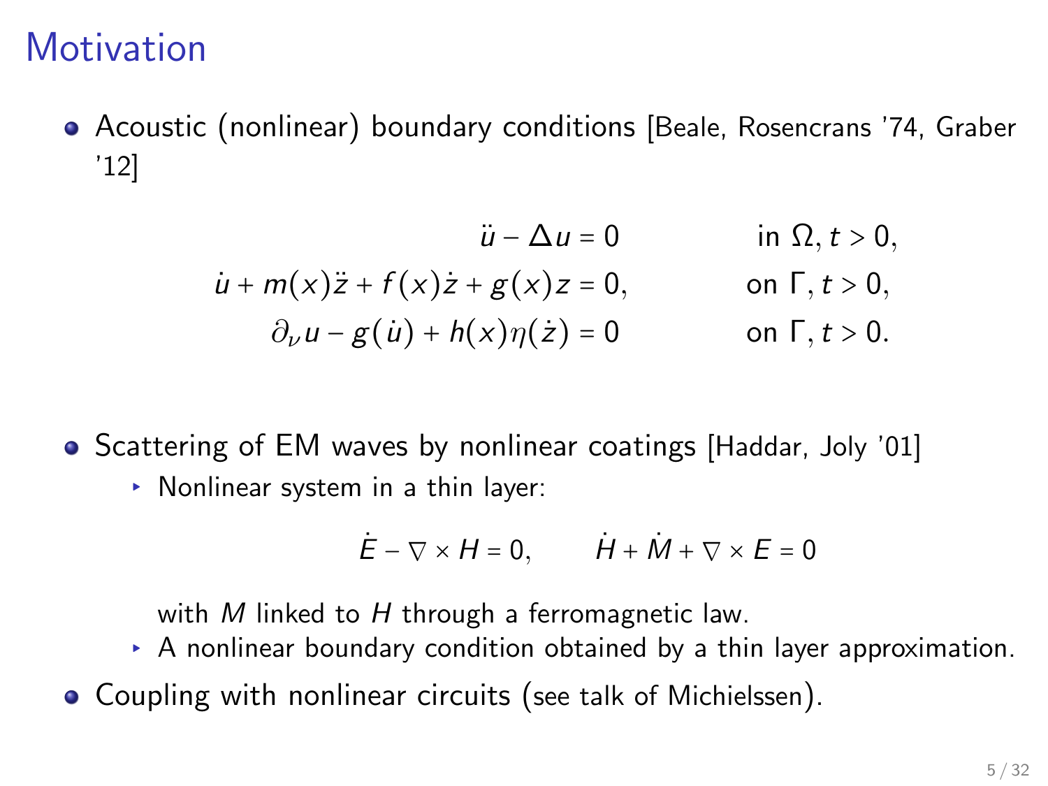# Motivation

- Acoustic (nonlinear) boundary conditions [Beale, Rosencrans '74, Graber '12]

$$
\begin{aligned}
\ddot{u} - \Delta u &= 0 && \text{in } \Omega, t > 0,\\
\dot{u} + m(x)\ddot{z} + f(x)\dot{z} + g(x)z &= 0, && \text{on } \Gamma, t > 0,\\
\partial_\nu u - g(\dot{u}) + h(x)\eta(\dot{z}) &= 0 && \text{on } \Gamma, t > 0.
\end{aligned}
$$

- Scattering of EM waves by nonlinear coatings [Haddar, Joly '01]
  - Nonlinear system in a thin layer:

    $$\dot{E} - \nabla \times H = 0, \qquad \dot{H} + \dot{M} + \nabla \times E = 0$$

    with $M$ linked to $H$ through a ferromagnetic law.
  - A nonlinear boundary condition obtained by a thin layer approximation.
- Coupling with nonlinear circuits (see talk of Michielssen).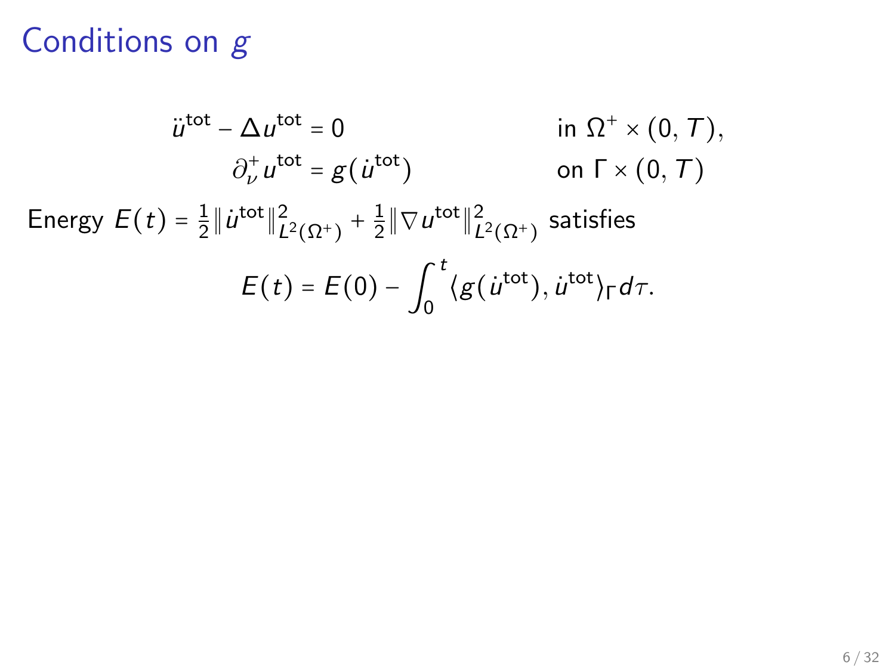# Conditions on $g$

$$
\begin{aligned}
\ddot{u}^{\text{tot}} - \Delta u^{\text{tot}} &= 0 && \text{in } \Omega^+ \times (0,T), \\
\partial_\nu^+ u^{\text{tot}} &= g(\dot{u}^{\text{tot}}) && \text{on } \Gamma \times (0,T)
\end{aligned}
$$

Energy $E(t) = \frac{1}{2}\|\dot{u}^{\text{tot}}\|^2_{L^2(\Omega^+)} + \frac{1}{2}\|\nabla u^{\text{tot}}\|^2_{L^2(\Omega^+)}$ satisfies

$$
E(t) = E(0) - \int_0^t \langle g(\dot{u}^{\text{tot}}), \dot{u}^{\text{tot}} \rangle_\Gamma \, d\tau.
$$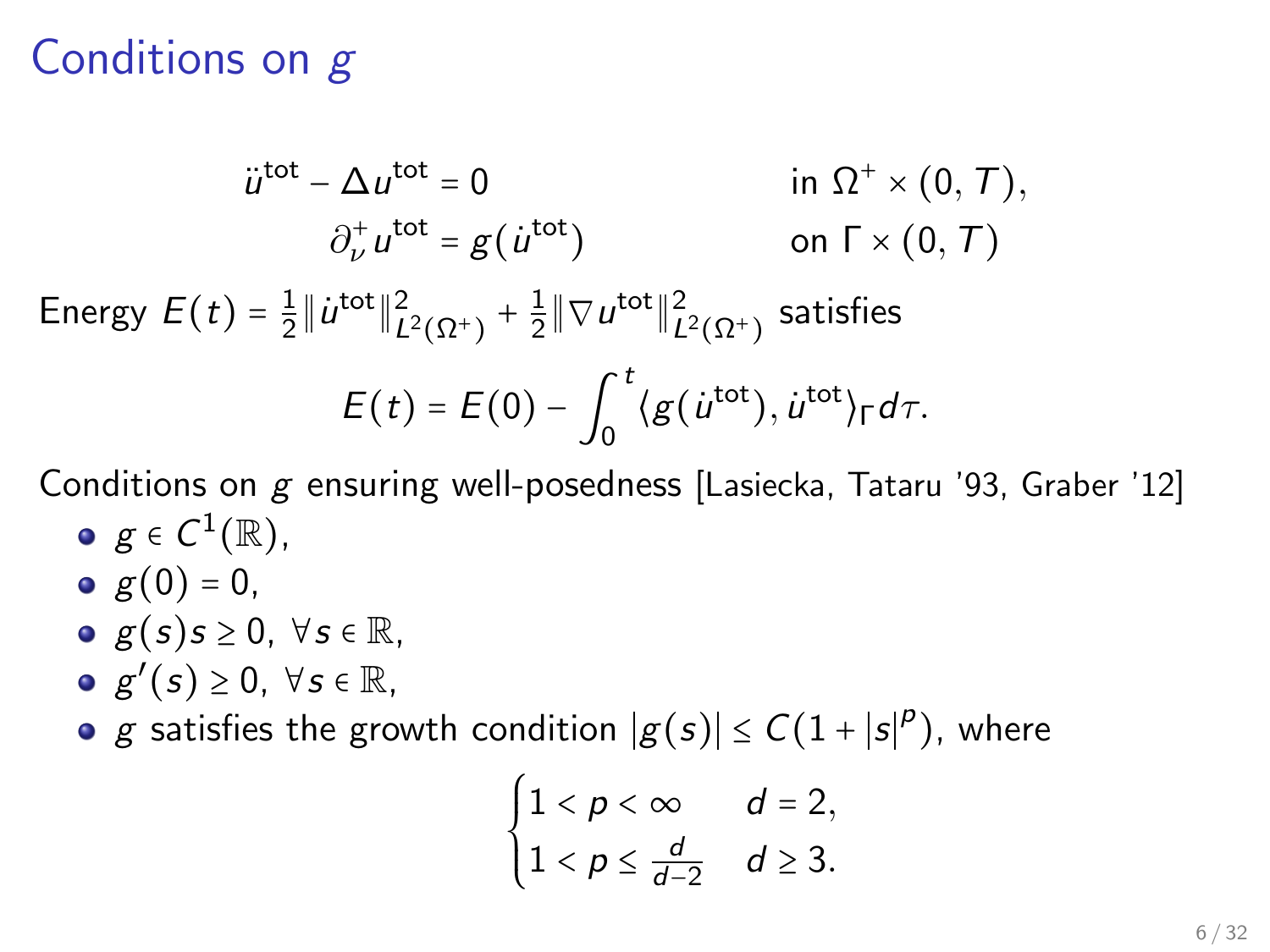# Conditions on $g$

$$
\begin{aligned}
\ddot{u}^{\text{tot}} - \Delta u^{\text{tot}} &= 0 && \text{in } \Omega^+ \times (0, T), \\
\partial_\nu^+ u^{\text{tot}} &= g(\dot{u}^{\text{tot}}) && \text{on } \Gamma \times (0, T)
\end{aligned}
$$

Energy $E(t) = \frac{1}{2}\|\dot{u}^{\text{tot}}\|^2_{L^2(\Omega^+)} + \frac{1}{2}\|\nabla u^{\text{tot}}\|^2_{L^2(\Omega^+)}$ satisfies

$$
E(t) = E(0) - \int_0^t \langle g(\dot{u}^{\text{tot}}), \dot{u}^{\text{tot}} \rangle_\Gamma d\tau.
$$

Conditions on $g$ ensuring well-posedness [Lasiecka, Tataru '93, Graber '12]

- $g \in C^1(\mathbb{R})$,
- $g(0) = 0$,
- $g(s)s \geq 0$, $\forall s \in \mathbb{R}$,
- $g'(s) \geq 0$, $\forall s \in \mathbb{R}$,
- $g$ satisfies the growth condition $|g(s)| \leq C(1 + |s|^p)$, where

$$
\begin{cases}
1 < p < \infty & d = 2, \\
1 < p \leq \frac{d}{d-2} & d \geq 3.
\end{cases}
$$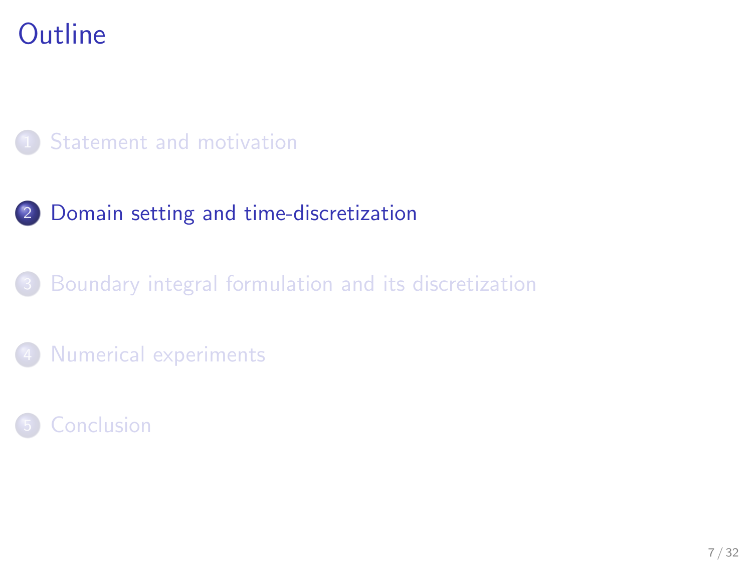# Outline

1. Statement and motivation
2. Domain setting and time-discretization
3. Boundary integral formulation and its discretization
4. Numerical experiments
5. Conclusion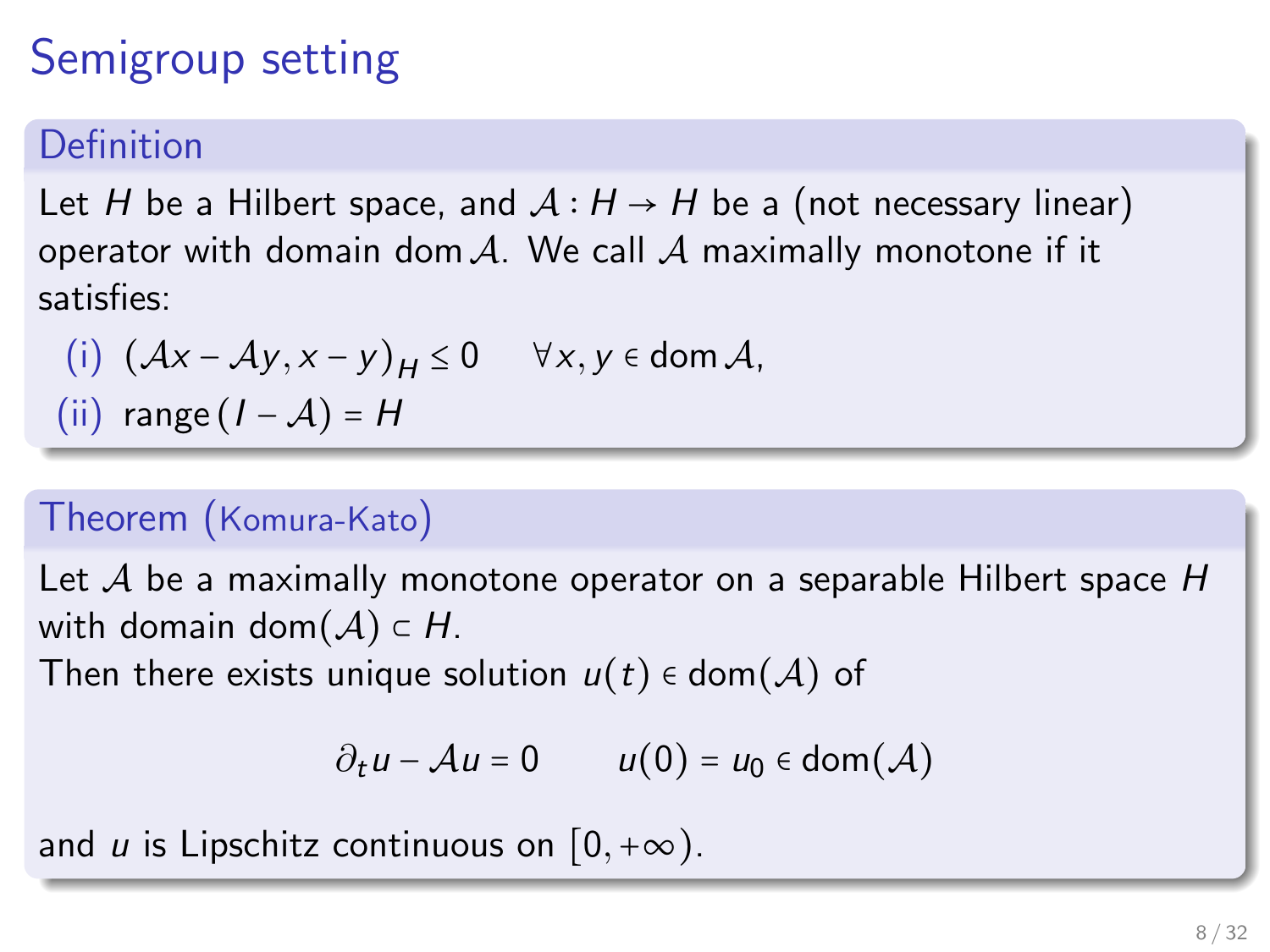# Semigroup setting

## Definition

Let $H$ be a Hilbert space, and $\mathcal{A} : H \to H$ be a (not necessary linear) operator with domain $\operatorname{dom} \mathcal{A}$. We call $\mathcal{A}$ maximally monotone if it satisfies:

(i) $(\mathcal{A}x - \mathcal{A}y, x - y)_H \leq 0 \quad \forall x, y \in \operatorname{dom} \mathcal{A}$,

(ii) $\operatorname{range}(I - \mathcal{A}) = H$

## Theorem (Komura-Kato)

Let $\mathcal{A}$ be a maximally monotone operator on a separable Hilbert space $H$ with domain $\operatorname{dom}(\mathcal{A}) \subset H$.

Then there exists unique solution $u(t) \in \operatorname{dom}(\mathcal{A})$ of

$$\partial_t u - \mathcal{A}u = 0 \qquad u(0) = u_0 \in \operatorname{dom}(\mathcal{A})$$

and $u$ is Lipschitz continuous on $[0, +\infty)$.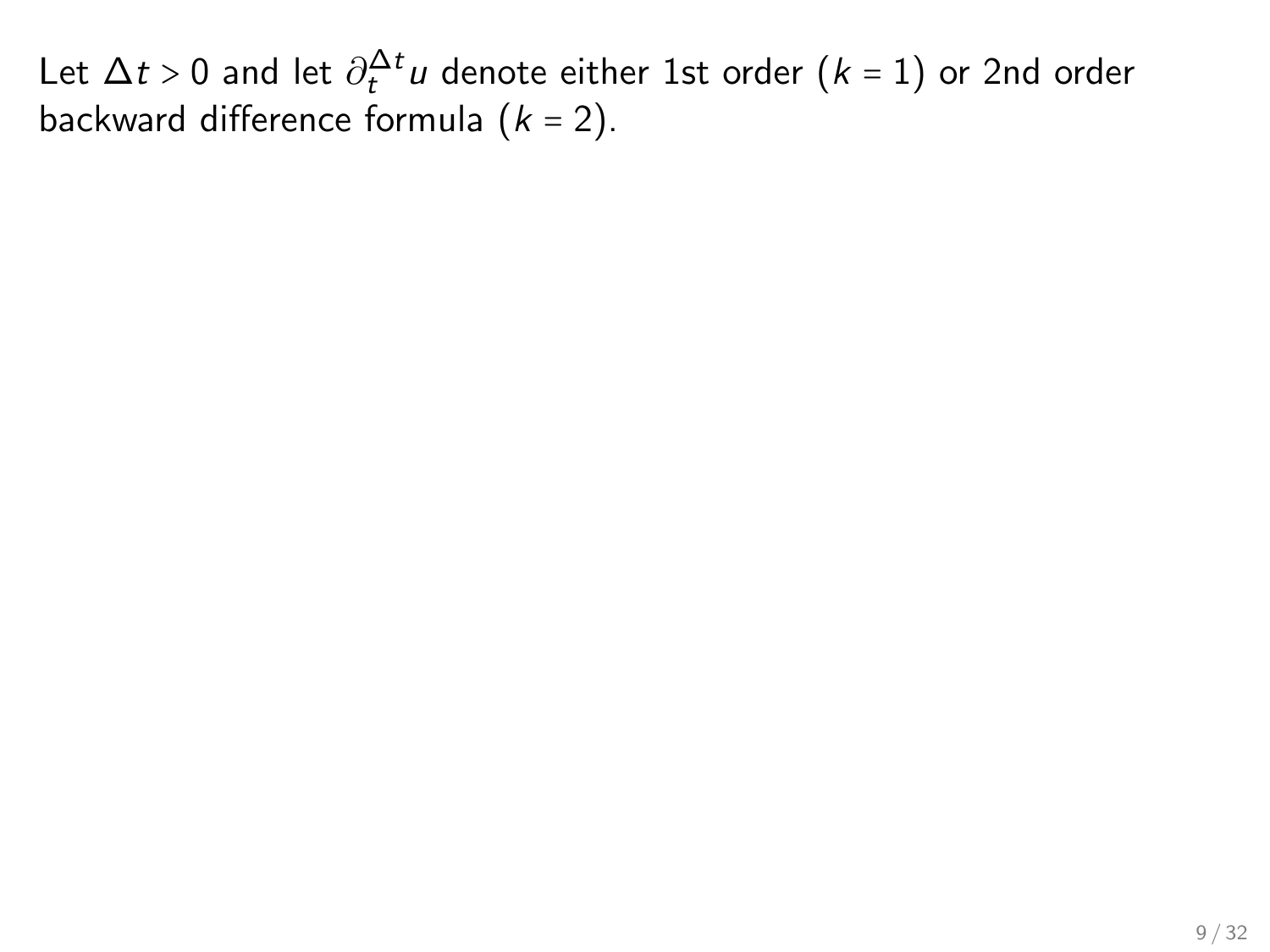Let $\Delta t > 0$ and let $\partial_t^{\Delta t} u$ denote either 1st order ($k = 1$) or 2nd order backward difference formula ($k = 2$).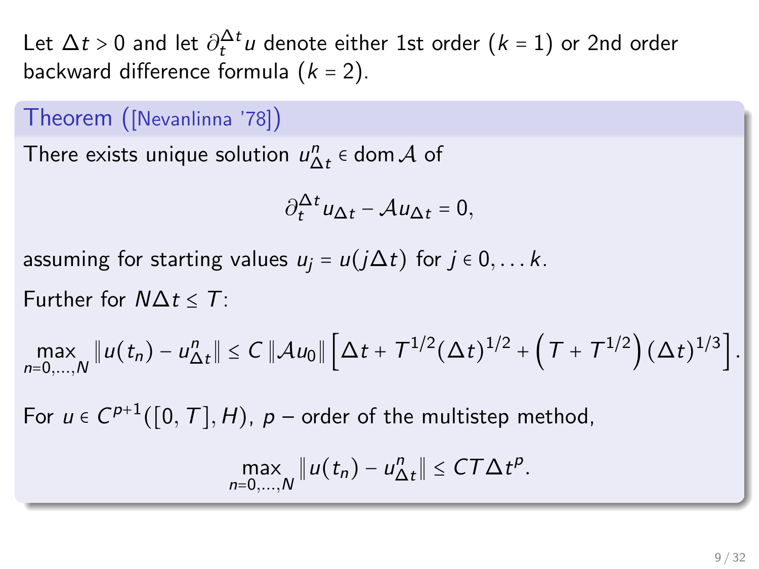Let $\Delta t > 0$ and let $\partial_t^{\Delta t} u$ denote either 1st order ($k = 1$) or 2nd order backward difference formula ($k = 2$).

**Theorem ([Nevanlinna '78])**

There exists unique solution $u_{\Delta t}^n \in \operatorname{dom} \mathcal{A}$ of

$$\partial_t^{\Delta t} u_{\Delta t} - \mathcal{A} u_{\Delta t} = 0,$$

assuming for starting values $u_j = u(j\Delta t)$ for $j \in 0, \dots k$.

Further for $N\Delta t \leq T$:

$$\max_{n=0,\dots,N} \|u(t_n) - u_{\Delta t}^n\| \leq C \|\mathcal{A} u_0\| \left[\Delta t + T^{1/2}(\Delta t)^{1/2} + \left(T + T^{1/2}\right)(\Delta t)^{1/3}\right].$$

For $u \in C^{p+1}([0,T], H)$, $p$ – order of the multistep method,

$$\max_{n=0,\dots,N} \|u(t_n) - u_{\Delta t}^n\| \leq CT\Delta t^p.$$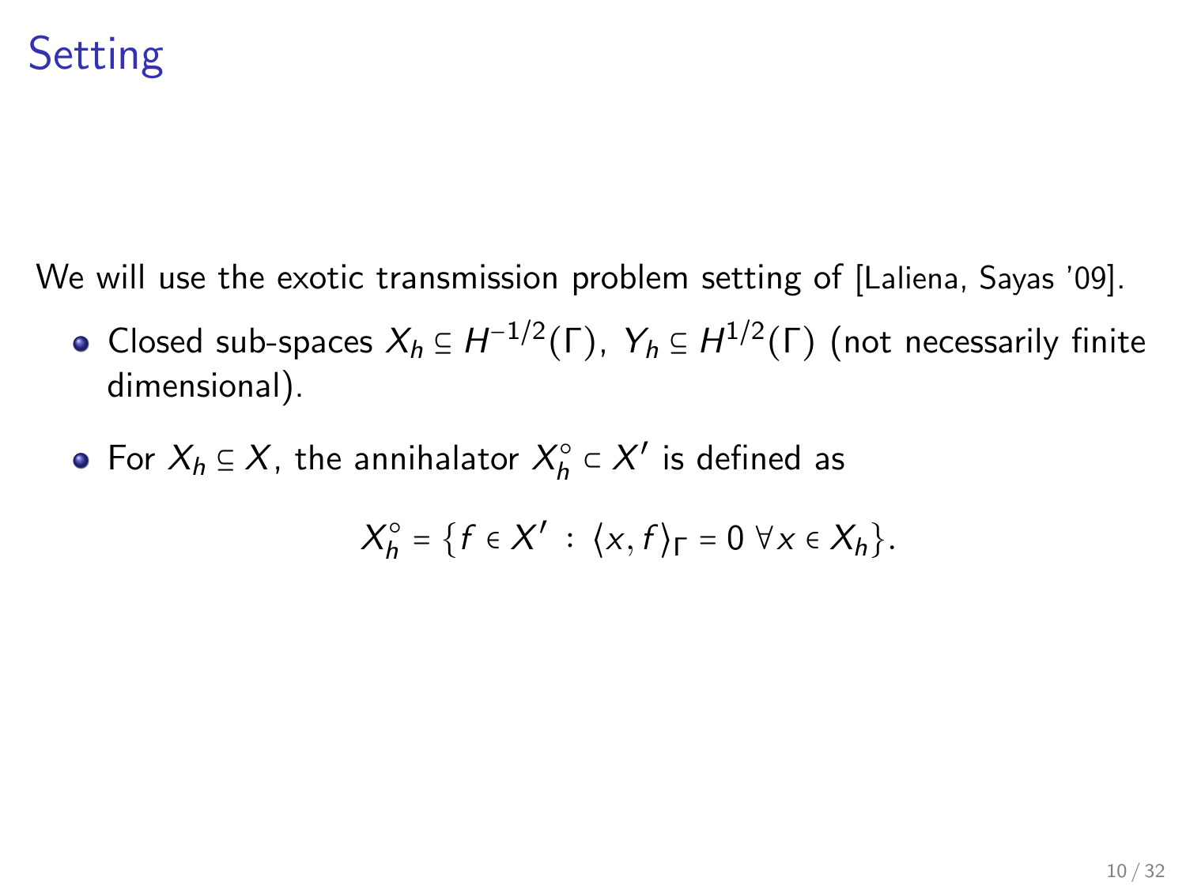# Setting

We will use the exotic transmission problem setting of [Laliena, Sayas '09].

- Closed sub-spaces $X_h \subseteq H^{-1/2}(\Gamma)$, $Y_h \subseteq H^{1/2}(\Gamma)$ (not necessarily finite dimensional).
- For $X_h \subseteq X$, the annihalator $X_h^\circ \subset X'$ is defined as

$$X_h^\circ = \{f \in X' \,:\, \langle x, f \rangle_\Gamma = 0 \;\forall x \in X_h\}.$$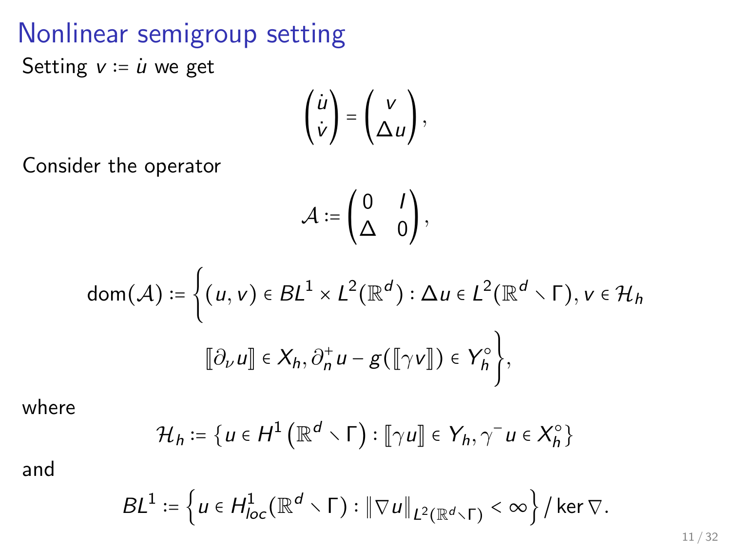# Nonlinear semigroup setting

Setting $v := \dot{u}$ we get

$$\begin{pmatrix} \dot{u} \\ \dot{v} \end{pmatrix} = \begin{pmatrix} v \\ \Delta u \end{pmatrix},$$

Consider the operator

$$\mathcal{A} := \begin{pmatrix} 0 & I \\ \Delta & 0 \end{pmatrix},$$

$$\operatorname{dom}(\mathcal{A}) := \Big\{ (u,v) \in BL^1 \times L^2(\mathbb{R}^d) : \Delta u \in L^2(\mathbb{R}^d \setminus \Gamma), v \in \mathcal{H}_h$$

$$[\![\partial_\nu u]\!] \in X_h, \partial_n^+ u - g([\![\gamma v]\!]) \in Y_h^\circ \Big\},$$

where

$$\mathcal{H}_h := \left\{ u \in H^1\left(\mathbb{R}^d \setminus \Gamma\right) : [\![\gamma u]\!] \in Y_h, \gamma^- u \in X_h^\circ \right\}$$

and

$$BL^1 := \left\{ u \in H^1_{loc}(\mathbb{R}^d \setminus \Gamma) : \|\nabla u\|_{L^2(\mathbb{R}^d \setminus \Gamma)} < \infty \right\} / \ker \nabla.$$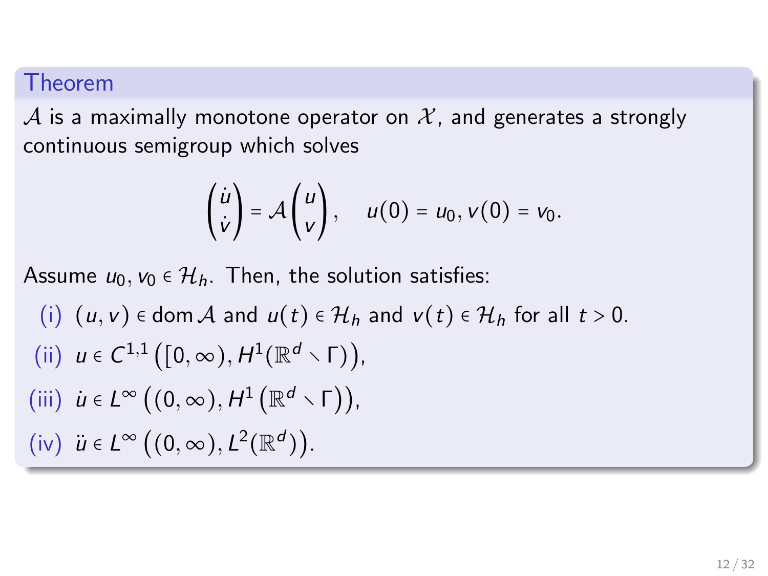### Theorem

$\mathcal{A}$ is a maximally monotone operator on $\mathcal{X}$, and generates a strongly continuous semigroup which solves

$$\begin{pmatrix} \dot{u} \\ \dot{v} \end{pmatrix} = \mathcal{A} \begin{pmatrix} u \\ v \end{pmatrix}, \quad u(0) = u_0, v(0) = v_0.$$

Assume $u_0, v_0 \in \mathcal{H}_h$. Then, the solution satisfies:

(i) $(u, v) \in \operatorname{dom} \mathcal{A}$ and $u(t) \in \mathcal{H}_h$ and $v(t) \in \mathcal{H}_h$ for all $t > 0$.

(ii) $u \in C^{1,1}\left([0, \infty), H^1(\mathbb{R}^d \setminus \Gamma)\right)$,

(iii) $\dot{u} \in L^\infty\left((0, \infty), H^1\left(\mathbb{R}^d \setminus \Gamma\right)\right)$,

(iv) $\ddot{u} \in L^\infty\left((0, \infty), L^2(\mathbb{R}^d)\right)$.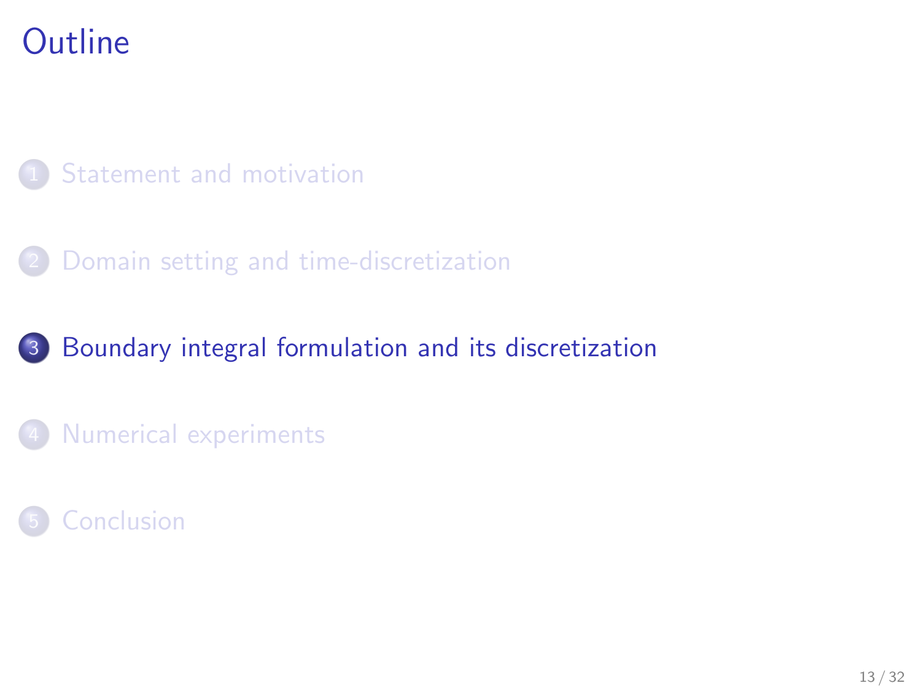# Outline

1. Statement and motivation

2. Domain setting and time-discretization

3. **Boundary integral formulation and its discretization**

4. Numerical experiments

5. Conclusion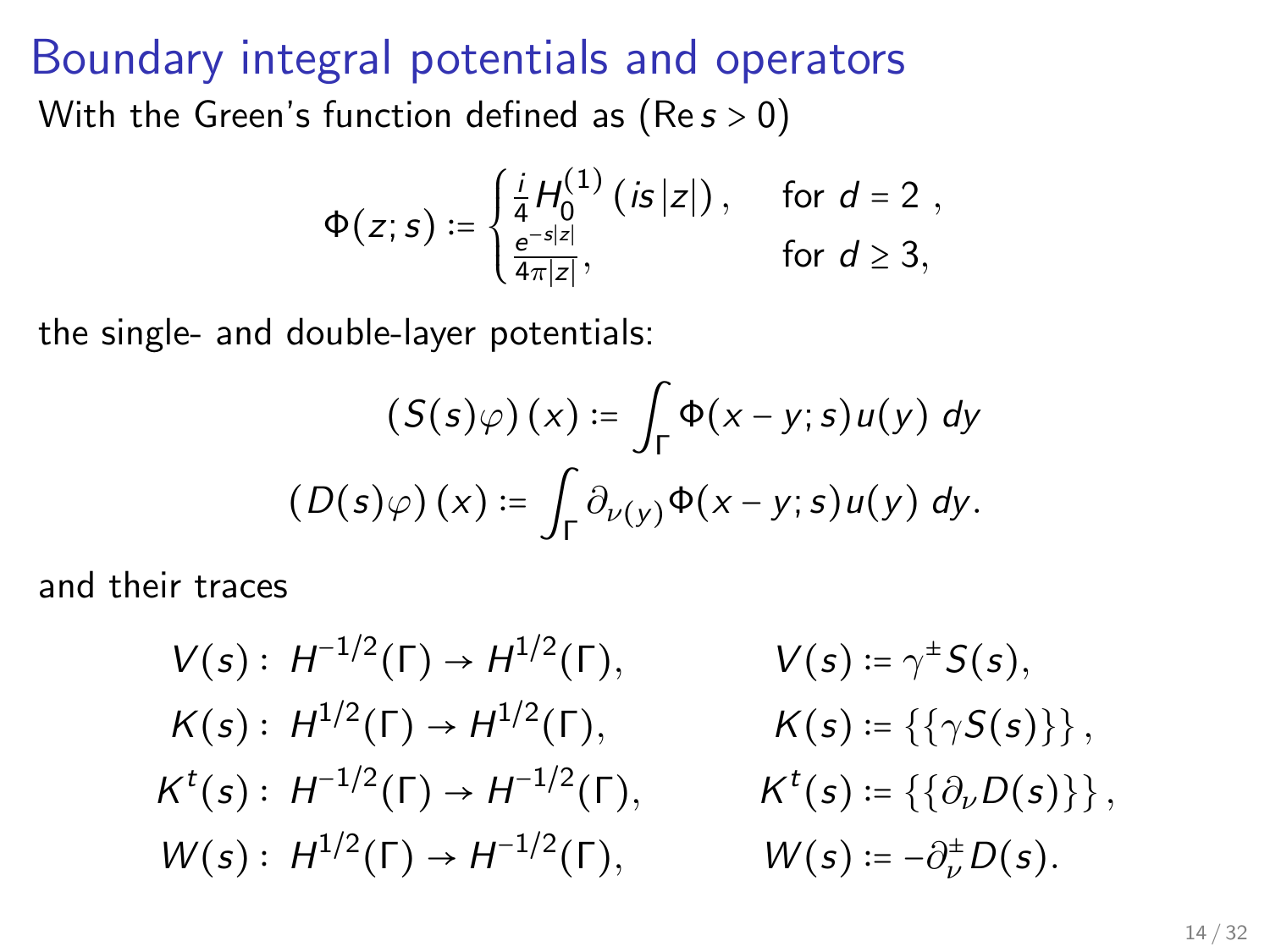# Boundary integral potentials and operators

With the Green's function defined as ($\operatorname{Re} s > 0$)

$$\Phi(z;s) := \begin{cases} \frac{i}{4} H_0^{(1)}\left(is|z|\right), & \text{for } d = 2 \ , \\ \frac{e^{-s|z|}}{4\pi|z|}, & \text{for } d \geq 3, \end{cases}$$

the single- and double-layer potentials:

$$\left(S(s)\varphi\right)(x) := \int_\Gamma \Phi(x-y;s)u(y)\ dy$$

$$\left(D(s)\varphi\right)(x) := \int_\Gamma \partial_{\nu(y)}\Phi(x-y;s)u(y)\ dy.$$

and their traces

$$\begin{aligned} V(s)&:\ H^{-1/2}(\Gamma) \to H^{1/2}(\Gamma), & V(s) &:= \gamma^{\pm} S(s), \\ K(s)&:\ H^{1/2}(\Gamma) \to H^{1/2}(\Gamma), & K(s) &:= \{\{\gamma S(s)\}\}, \\ K^t(s)&:\ H^{-1/2}(\Gamma) \to H^{-1/2}(\Gamma), & K^t(s) &:= \{\{\partial_\nu D(s)\}\}, \\ W(s)&:\ H^{1/2}(\Gamma) \to H^{-1/2}(\Gamma), & W(s) &:= -\partial_\nu^{\pm} D(s). \end{aligned}$$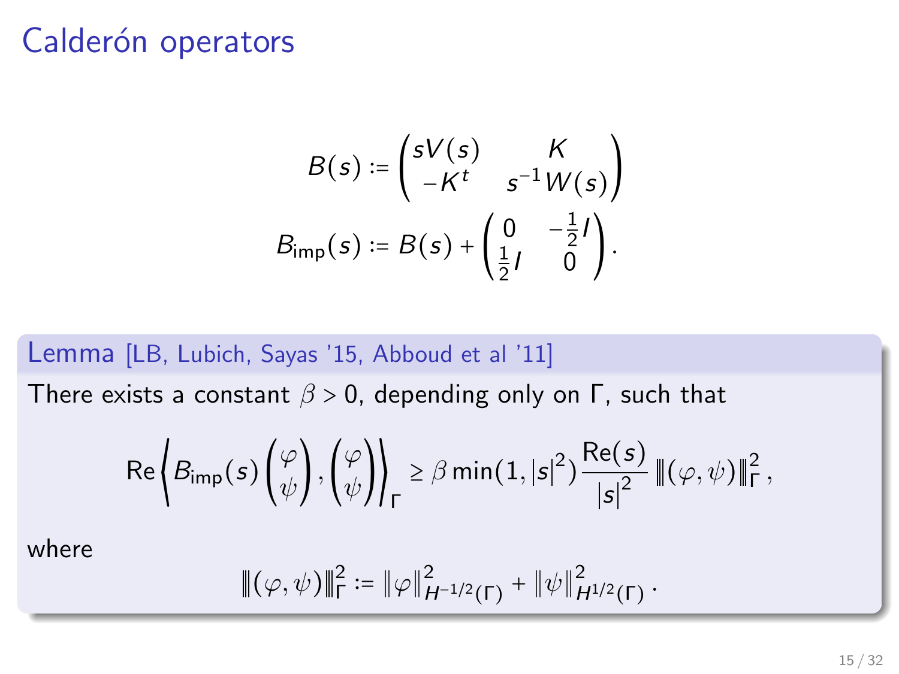# Calderón operators

$$
B(s) := \begin{pmatrix} sV(s) & K \\ -K^t & s^{-1}W(s) \end{pmatrix}
$$

$$
B_{\text{imp}}(s) := B(s) + \begin{pmatrix} 0 & -\frac{1}{2}I \\ \frac{1}{2}I & 0 \end{pmatrix}.
$$

**Lemma** [LB, Lubich, Sayas '15, Abboud et al '11]

There exists a constant $\beta > 0$, depending only on $\Gamma$, such that

$$
\operatorname{Re}\left\langle B_{\text{imp}}(s)\begin{pmatrix}\varphi \\ \psi\end{pmatrix}, \begin{pmatrix}\varphi \\ \psi\end{pmatrix}\right\rangle_{\Gamma} \geq \beta \min(1, |s|^2)\frac{\operatorname{Re}(s)}{|s|^2} \,\|\!|(\varphi,\psi)|\!\|_{\Gamma}^2,
$$

where

$$
\|\!|(\varphi,\psi)|\!\|_{\Gamma}^2 := \|\varphi\|_{H^{-1/2}(\Gamma)}^2 + \|\psi\|_{H^{1/2}(\Gamma)}^2 .
$$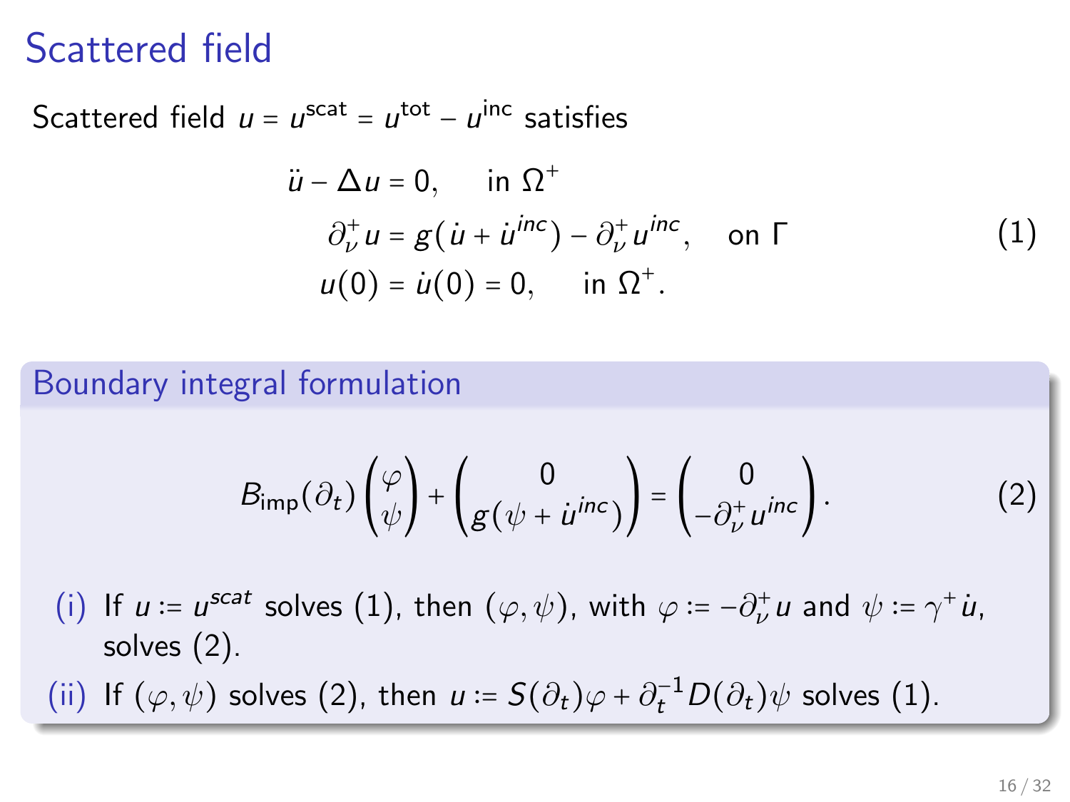# Scattered field

Scattered field $u = u^{\text{scat}} = u^{\text{tot}} - u^{\text{inc}}$ satisfies

$$
\begin{aligned}
\ddot{u} - \Delta u &= 0, \quad \text{in } \Omega^+ \\
\partial_\nu^+ u &= g(\dot{u} + \dot{u}^{inc}) - \partial_\nu^+ u^{inc}, \quad \text{on } \Gamma \\
u(0) &= \dot{u}(0) = 0, \quad \text{in } \Omega^+.
\end{aligned}
\tag{1}
$$

## Boundary integral formulation

$$
B_{\text{imp}}(\partial_t) \begin{pmatrix} \varphi \\ \psi \end{pmatrix} + \begin{pmatrix} 0 \\ g(\psi + \dot{u}^{inc}) \end{pmatrix} = \begin{pmatrix} 0 \\ -\partial_\nu^+ u^{inc} \end{pmatrix}.
\tag{2}
$$

(i) If $u := u^{scat}$ solves (1), then $(\varphi, \psi)$, with $\varphi := -\partial_\nu^+ u$ and $\psi := \gamma^+ \dot{u}$, solves (2).

(ii) If $(\varphi, \psi)$ solves (2), then $u := S(\partial_t)\varphi + \partial_t^{-1} D(\partial_t)\psi$ solves (1).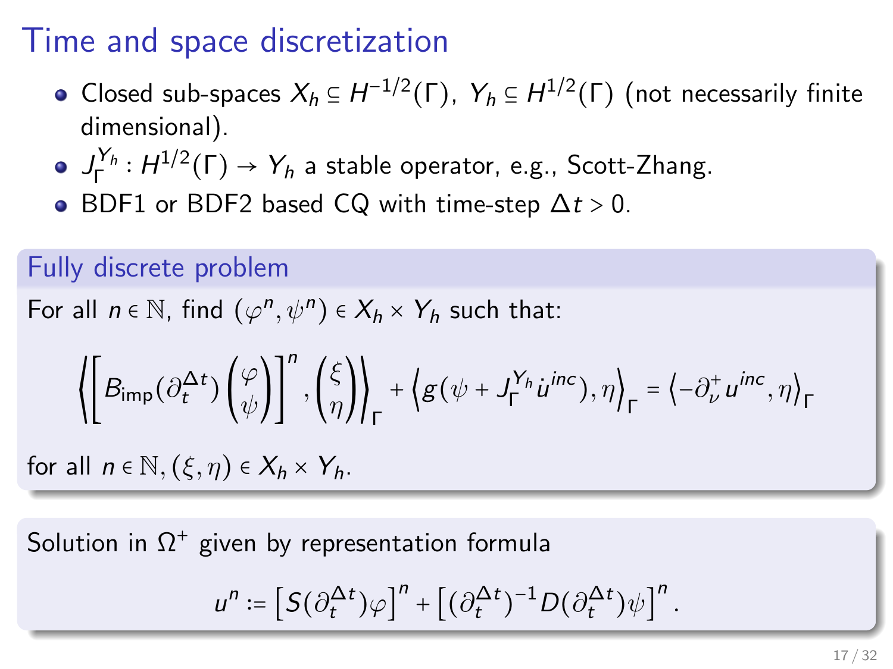# Time and space discretization

- Closed sub-spaces $X_h \subseteq H^{-1/2}(\Gamma)$, $Y_h \subseteq H^{1/2}(\Gamma)$ (not necessarily finite dimensional).
- $J_\Gamma^{Y_h} : H^{1/2}(\Gamma) \to Y_h$ a stable operator, e.g., Scott-Zhang.
- BDF1 or BDF2 based CQ with time-step $\Delta t > 0$.

## Fully discrete problem

For all $n \in \mathbb{N}$, find $(\varphi^n, \psi^n) \in X_h \times Y_h$ such that:

$$\left\langle \left[ B_{\text{imp}}(\partial_t^{\Delta t}) \begin{pmatrix} \varphi \\ \psi \end{pmatrix} \right]^n, \begin{pmatrix} \xi \\ \eta \end{pmatrix} \right\rangle_\Gamma + \left\langle g(\psi + J_\Gamma^{Y_h} \dot{u}^{inc}), \eta \right\rangle_\Gamma = \left\langle -\partial_\nu^+ u^{inc}, \eta \right\rangle_\Gamma$$

for all $n \in \mathbb{N}, (\xi, \eta) \in X_h \times Y_h$.

Solution in $\Omega^+$ given by representation formula

$$u^n := \left[ S(\partial_t^{\Delta t}) \varphi \right]^n + \left[ (\partial_t^{\Delta t})^{-1} D(\partial_t^{\Delta t}) \psi \right]^n.$$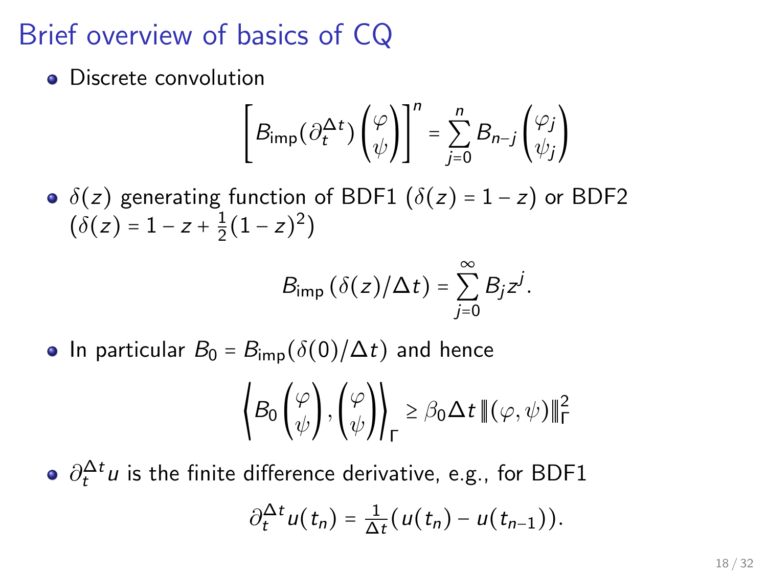# Brief overview of basics of CQ

- Discrete convolution

$$\left[ B_{\text{imp}}(\partial_t^{\Delta t}) \begin{pmatrix} \varphi \\ \psi \end{pmatrix} \right]^n = \sum_{j=0}^{n} B_{n-j} \begin{pmatrix} \varphi_j \\ \psi_j \end{pmatrix}$$

- $\delta(z)$ generating function of BDF1 ($\delta(z) = 1 - z$) or BDF2 ($\delta(z) = 1 - z + \frac{1}{2}(1-z)^2$)

$$B_{\text{imp}}\left(\delta(z)/\Delta t\right) = \sum_{j=0}^{\infty} B_j z^j.$$

- In particular $B_0 = B_{\text{imp}}(\delta(0)/\Delta t)$ and hence

$$\left\langle B_0 \begin{pmatrix} \varphi \\ \psi \end{pmatrix}, \begin{pmatrix} \varphi \\ \psi \end{pmatrix} \right\rangle_{\Gamma} \geq \beta_0 \Delta t \, \lVert\!| (\varphi, \psi) |\!\rVert_{\Gamma}^2$$

- $\partial_t^{\Delta t} u$ is the finite difference derivative, e.g., for BDF1

$$\partial_t^{\Delta t} u(t_n) = \tfrac{1}{\Delta t}(u(t_n) - u(t_{n-1})).$$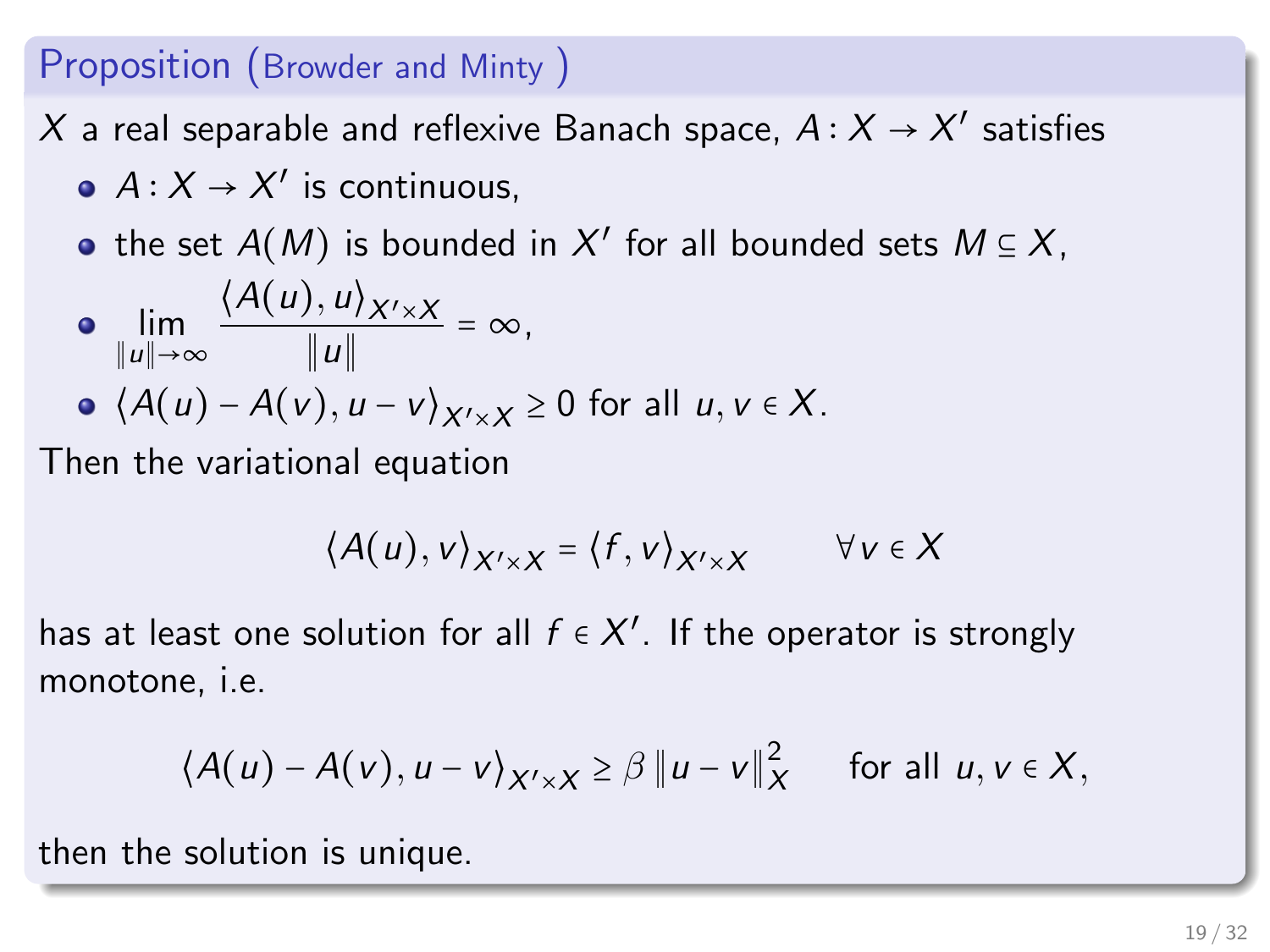## Proposition (Browder and Minty)

$X$ a real separable and reflexive Banach space, $A : X \to X'$ satisfies

- $A : X \to X'$ is continuous,
- the set $A(M)$ is bounded in $X'$ for all bounded sets $M \subseteq X$,
- $\displaystyle\lim_{\|u\|\to\infty} \frac{\langle A(u), u\rangle_{X'\times X}}{\|u\|} = \infty$,
- $\langle A(u) - A(v), u - v\rangle_{X'\times X} \geq 0$ for all $u, v \in X$.

Then the variational equation

$$\langle A(u), v\rangle_{X'\times X} = \langle f, v\rangle_{X'\times X} \qquad \forall v \in X$$

has at least one solution for all $f \in X'$. If the operator is strongly monotone, i.e.

$$\langle A(u) - A(v), u - v\rangle_{X'\times X} \geq \beta \, \|u - v\|_X^2 \qquad \text{for all } u, v \in X,$$

then the solution is unique.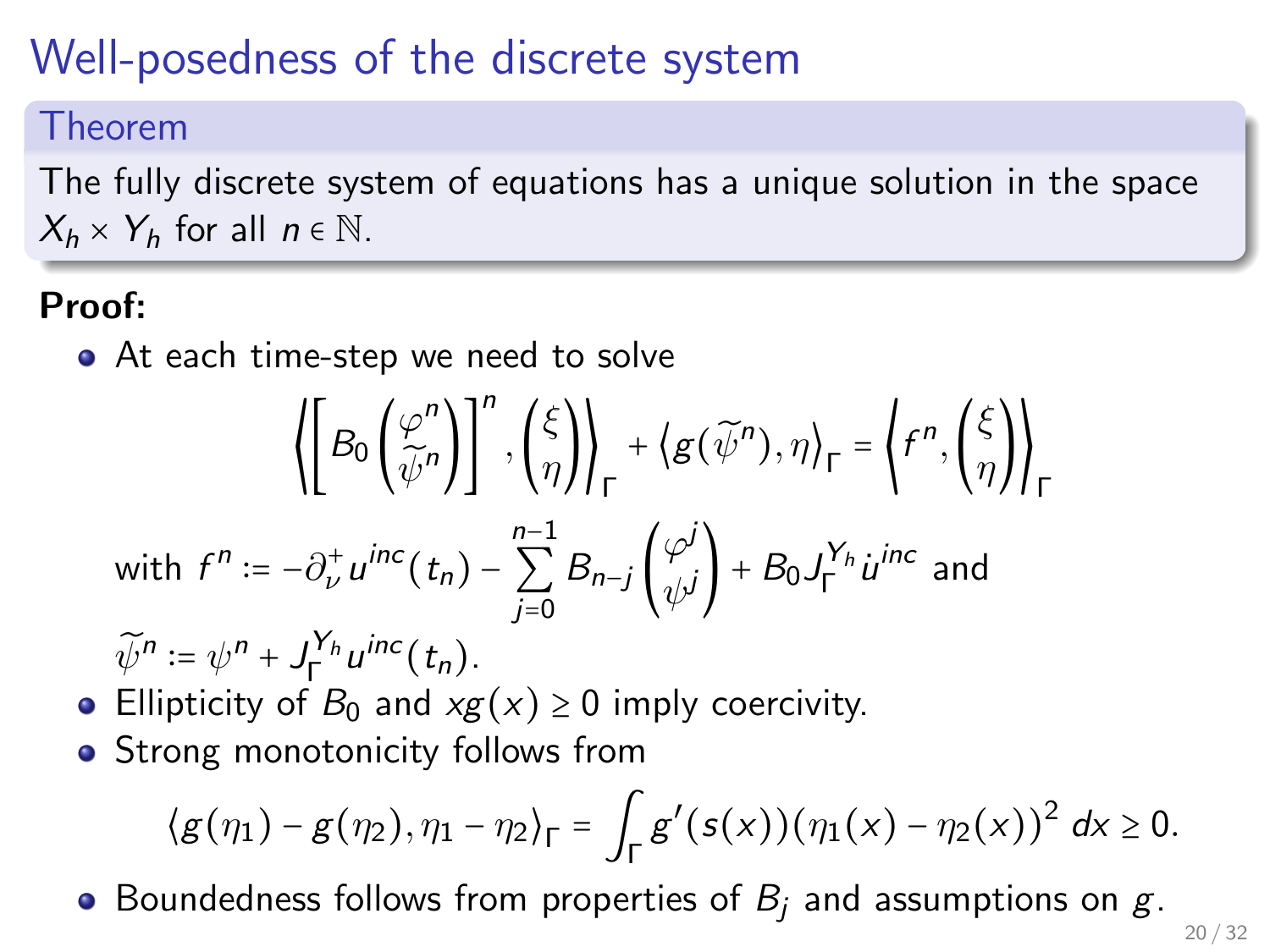# Well-posedness of the discrete system

**Theorem**

The fully discrete system of equations has a unique solution in the space $X_h \times Y_h$ for all $n \in \mathbb{N}$.

**Proof:**

- At each time-step we need to solve

$$\left\langle \left[ B_0 \begin{pmatrix} \varphi^n \\ \widetilde{\psi}^n \end{pmatrix} \right]^n, \begin{pmatrix} \xi \\ \eta \end{pmatrix} \right\rangle_\Gamma + \left\langle g(\widetilde{\psi}^n), \eta \right\rangle_\Gamma = \left\langle f^n, \begin{pmatrix} \xi \\ \eta \end{pmatrix} \right\rangle_\Gamma$$

  with $f^n := -\partial_\nu^+ u^{inc}(t_n) - \sum_{j=0}^{n-1} B_{n-j} \begin{pmatrix} \varphi^j \\ \psi^j \end{pmatrix} + B_0 J_\Gamma^{Y_h} \dot{u}^{inc}$ and $\widetilde{\psi}^n := \psi^n + J_\Gamma^{Y_h} u^{inc}(t_n)$.
- Ellipticity of $B_0$ and $xg(x) \geq 0$ imply coercivity.
- Strong monotonicity follows from

$$\langle g(\eta_1) - g(\eta_2), \eta_1 - \eta_2 \rangle_\Gamma = \int_\Gamma g'(s(x))(\eta_1(x) - \eta_2(x))^2 \, dx \geq 0.$$

- Boundedness follows from properties of $B_j$ and assumptions on $g$.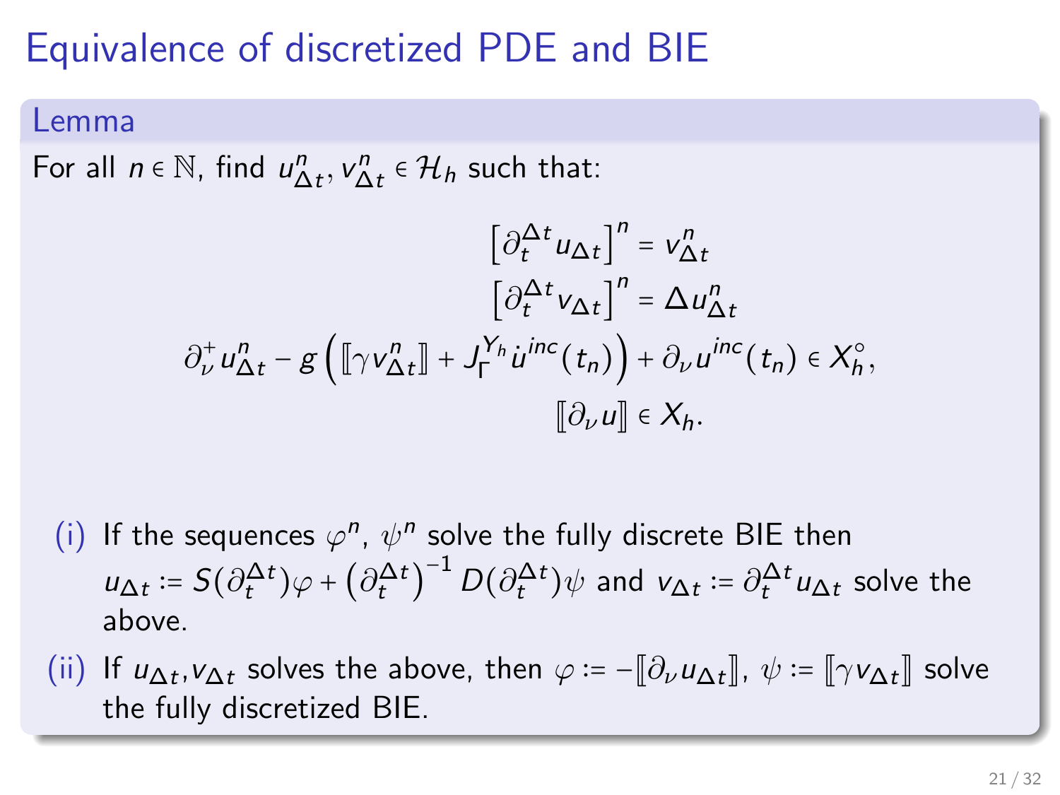# Equivalence of discretized PDE and BIE

**Lemma**

For all $n \in \mathbb{N}$, find $u^n_{\Delta t}, v^n_{\Delta t} \in \mathcal{H}_h$ such that:

$$
\begin{aligned}
\left[\partial_t^{\Delta t} u_{\Delta t}\right]^n &= v^n_{\Delta t} \\
\left[\partial_t^{\Delta t} v_{\Delta t}\right]^n &= \Delta u^n_{\Delta t} \\
\partial_\nu^+ u^n_{\Delta t} - g\left(\llbracket \gamma v^n_{\Delta t} \rrbracket + J_\Gamma^{Y_h} \dot{u}^{inc}(t_n)\right) + \partial_\nu u^{inc}(t_n) &\in X_h^\circ, \\
\llbracket \partial_\nu u \rrbracket &\in X_h.
\end{aligned}
$$

(i) If the sequences $\varphi^n$, $\psi^n$ solve the fully discrete BIE then $u_{\Delta t} := S(\partial_t^{\Delta t})\varphi + \left(\partial_t^{\Delta t}\right)^{-1} D(\partial_t^{\Delta t})\psi$ and $v_{\Delta t} := \partial_t^{\Delta t} u_{\Delta t}$ solve the above.

(ii) If $u_{\Delta t}$,$v_{\Delta t}$ solves the above, then $\varphi := -\llbracket \partial_\nu u_{\Delta t} \rrbracket$, $\psi := \llbracket \gamma v_{\Delta t} \rrbracket$ solve the fully discretized BIE.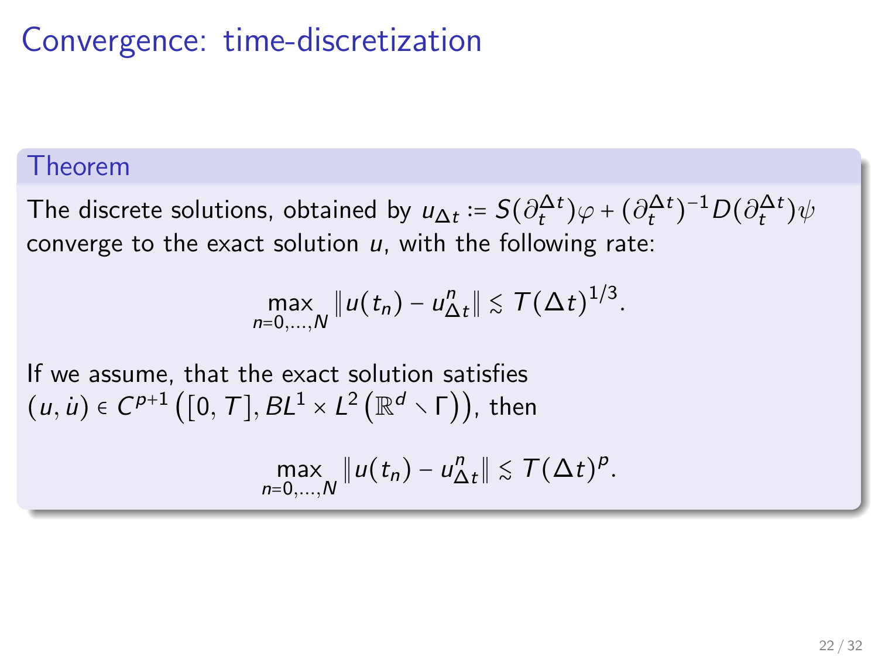# Convergence: time-discretization

### Theorem

The discrete solutions, obtained by $u_{\Delta t} := S(\partial_t^{\Delta t})\varphi + (\partial_t^{\Delta t})^{-1} D(\partial_t^{\Delta t})\psi$ converge to the exact solution $u$, with the following rate:

$$\max_{n=0,\dots,N} \|u(t_n) - u_{\Delta t}^n\| \lesssim T(\Delta t)^{1/3}.$$

If we assume, that the exact solution satisfies $(u, \dot{u}) \in C^{p+1}\left([0,T], BL^1 \times L^2\left(\mathbb{R}^d \setminus \Gamma\right)\right)$, then

$$\max_{n=0,\dots,N} \|u(t_n) - u_{\Delta t}^n\| \lesssim T(\Delta t)^p.$$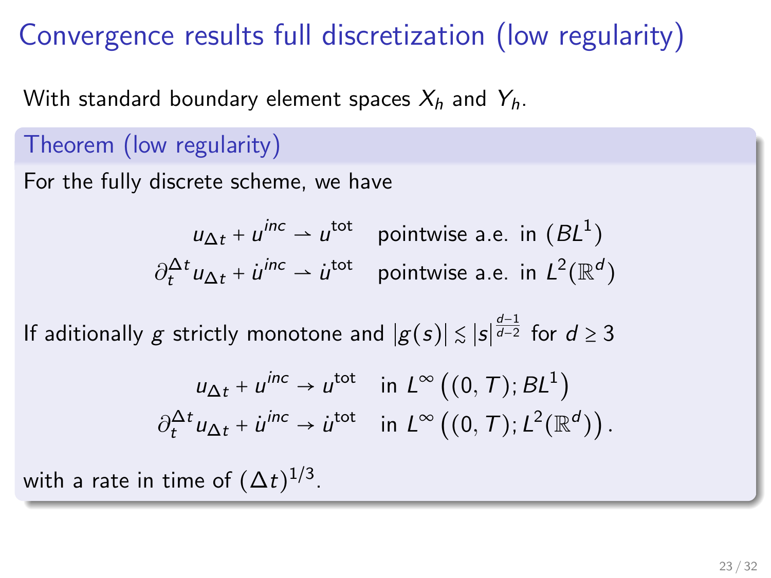# Convergence results full discretization (low regularity)

With standard boundary element spaces $X_h$ and $Y_h$.

### Theorem (low regularity)

For the fully discrete scheme, we have

$$
\begin{aligned}
u_{\Delta t} + u^{inc} &\rightharpoonup u^{\text{tot}} \quad \text{pointwise a.e. in } (BL^1) \\
\partial_t^{\Delta t} u_{\Delta t} + \dot{u}^{inc} &\rightharpoonup \dot{u}^{\text{tot}} \quad \text{pointwise a.e. in } L^2(\mathbb{R}^d)
\end{aligned}
$$

If aditionally $g$ strictly monotone and $|g(s)| \lesssim |s|^{\frac{d-1}{d-2}}$ for $d \geq 3$

$$
\begin{aligned}
u_{\Delta t} + u^{inc} &\to u^{\text{tot}} \quad \text{in } L^\infty\left((0,T); BL^1\right) \\
\partial_t^{\Delta t} u_{\Delta t} + \dot{u}^{inc} &\to \dot{u}^{\text{tot}} \quad \text{in } L^\infty\left((0,T); L^2(\mathbb{R}^d)\right).
\end{aligned}
$$

with a rate in time of $(\Delta t)^{1/3}$.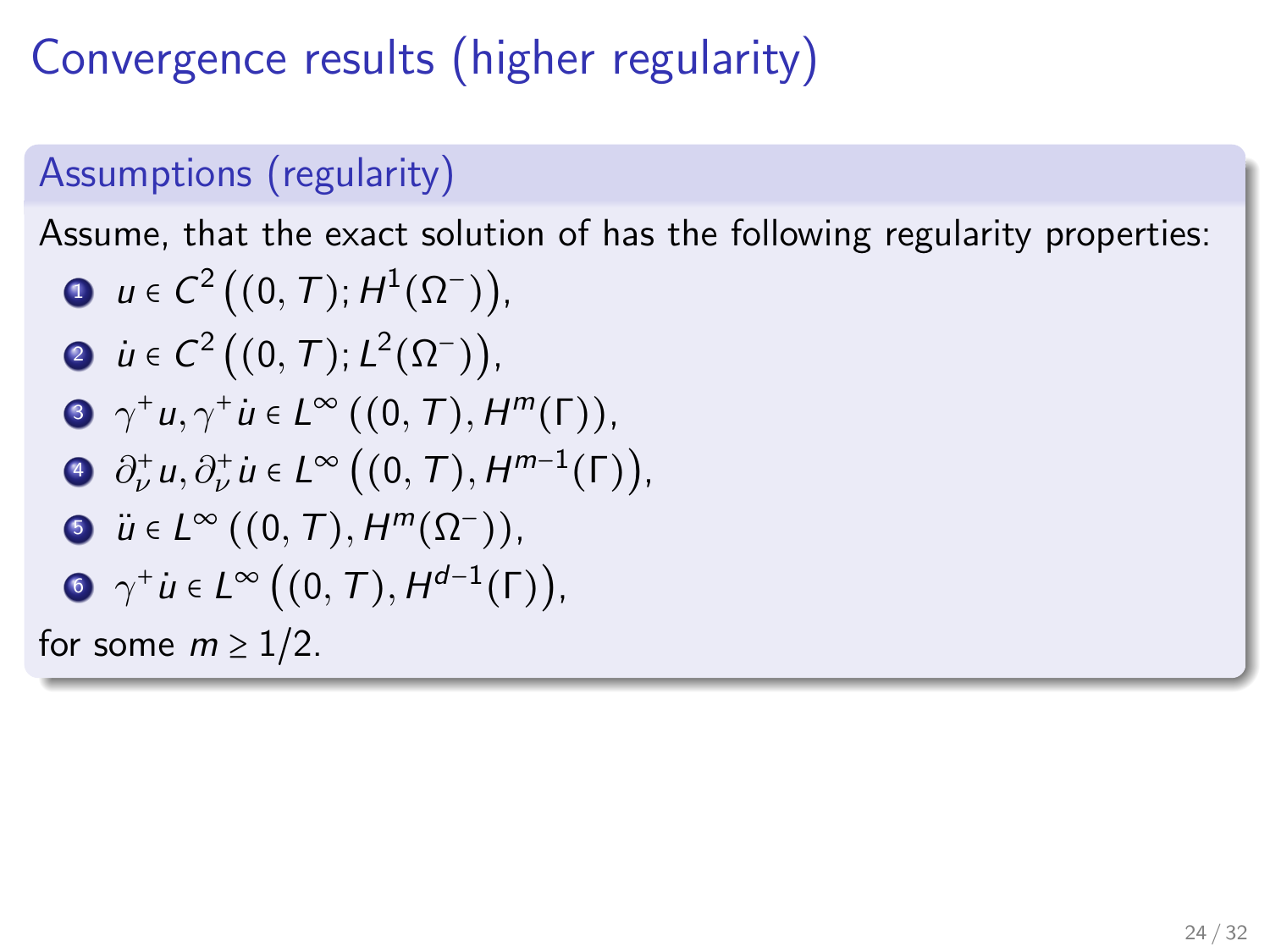# Convergence results (higher regularity)

## Assumptions (regularity)

Assume, that the exact solution of has the following regularity properties:

1. $u \in C^2\left((0,T); H^1(\Omega^-)\right)$,
2. $\dot{u} \in C^2\left((0,T); L^2(\Omega^-)\right)$,
3. $\gamma^+ u, \gamma^+ \dot{u} \in L^\infty\left((0,T), H^m(\Gamma)\right)$,
4. $\partial_\nu^+ u, \partial_\nu^+ \dot{u} \in L^\infty\left((0,T), H^{m-1}(\Gamma)\right)$,
5. $\ddot{u} \in L^\infty\left((0,T), H^m(\Omega^-)\right)$,
6. $\gamma^+ \dot{u} \in L^\infty\left((0,T), H^{d-1}(\Gamma)\right)$,

for some $m \geq 1/2$.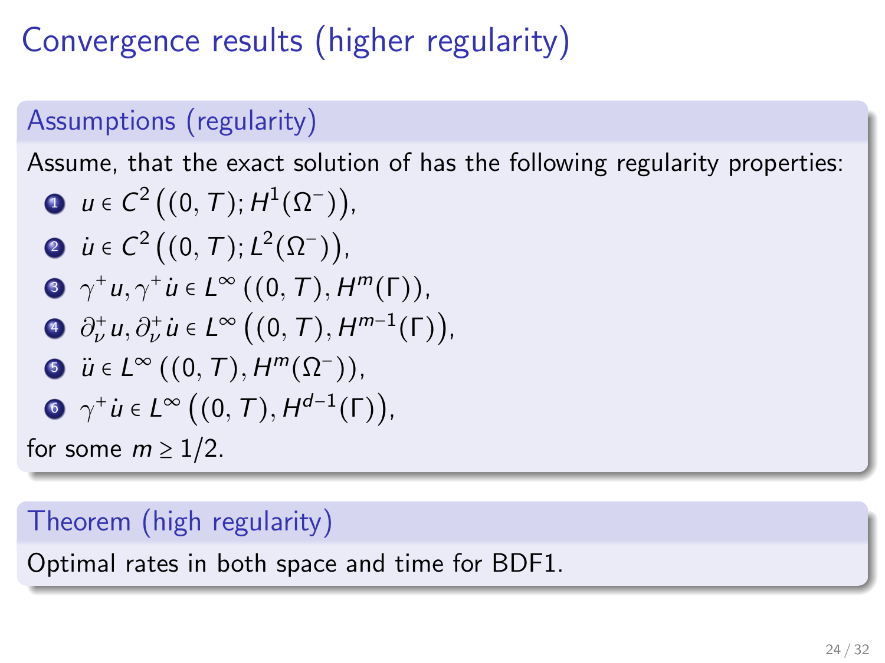# Convergence results (higher regularity)

## Assumptions (regularity)

Assume, that the exact solution of has the following regularity properties:

1. $u \in C^2\left((0,T); H^1(\Omega^-)\right)$,
2. $\dot{u} \in C^2\left((0,T); L^2(\Omega^-)\right)$,
3. $\gamma^+ u, \gamma^+ \dot{u} \in L^\infty\left((0,T), H^m(\Gamma)\right)$,
4. $\partial_\nu^+ u, \partial_\nu^+ \dot{u} \in L^\infty\left((0,T), H^{m-1}(\Gamma)\right)$,
5. $\ddot{u} \in L^\infty\left((0,T), H^m(\Omega^-)\right)$,
6. $\gamma^+ \dot{u} \in L^\infty\left((0,T), H^{d-1}(\Gamma)\right)$,

for some $m \geq 1/2$.

## Theorem (high regularity)

Optimal rates in both space and time for BDF1.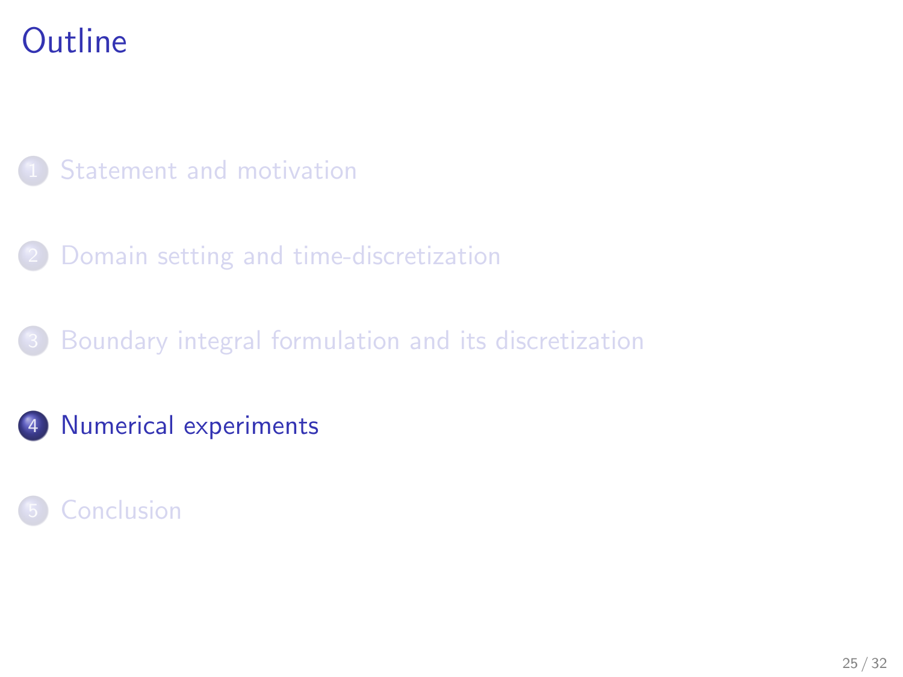# Outline

1. Statement and motivation
2. Domain setting and time-discretization
3. Boundary integral formulation and its discretization
4. **Numerical experiments**
5. Conclusion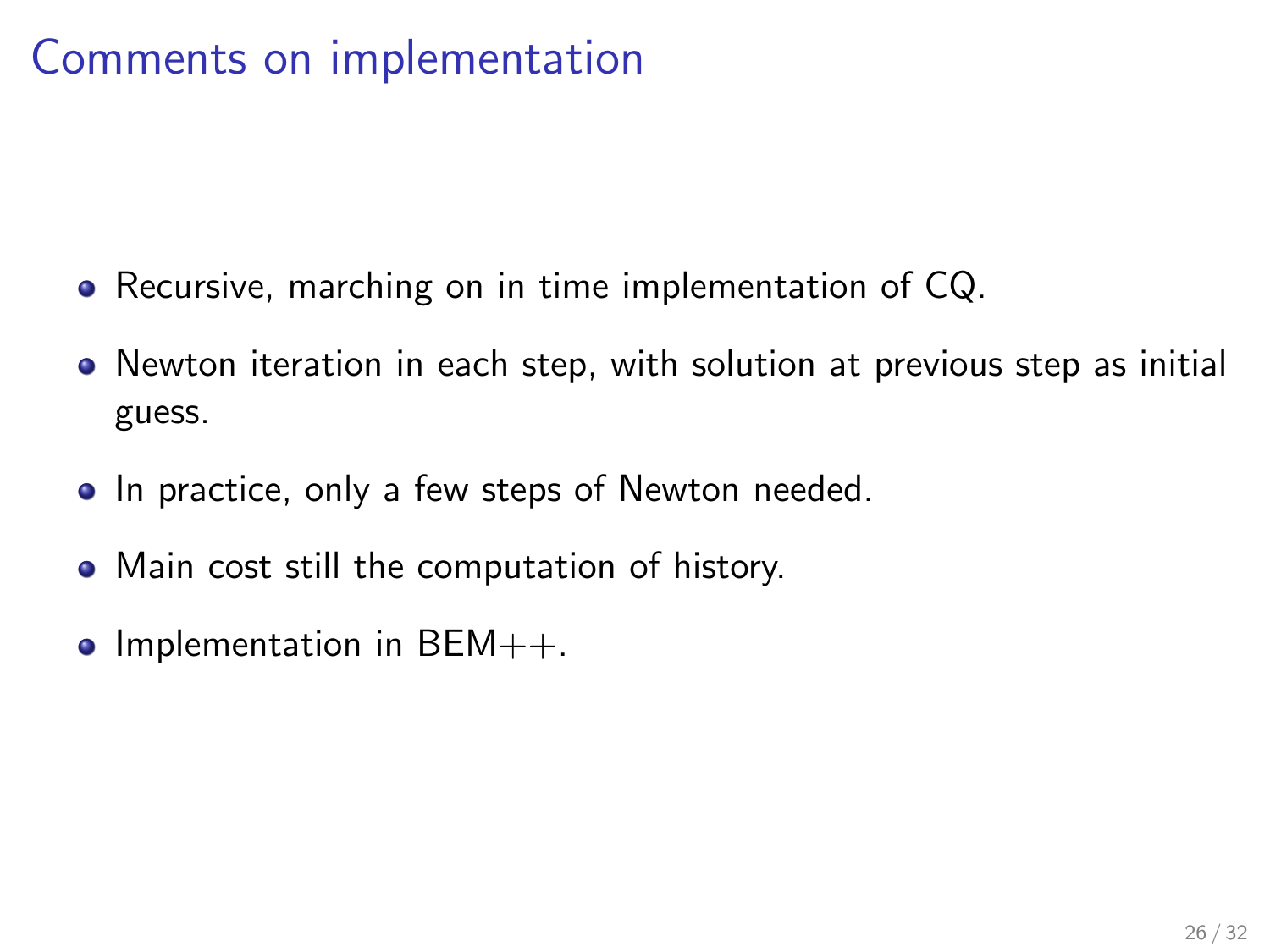# Comments on implementation

- Recursive, marching on in time implementation of CQ.
- Newton iteration in each step, with solution at previous step as initial guess.
- In practice, only a few steps of Newton needed.
- Main cost still the computation of history.
- Implementation in BEM++.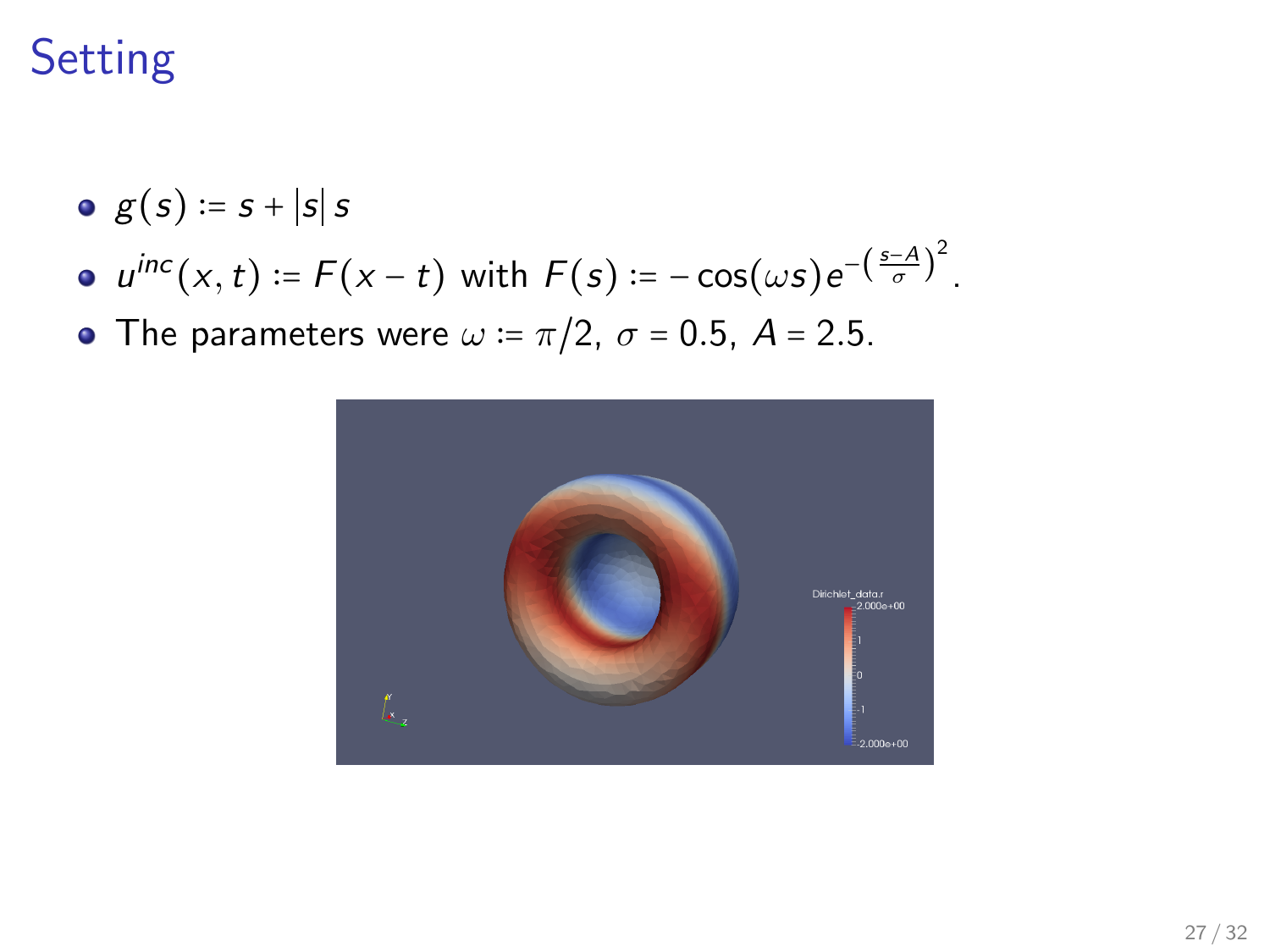# Setting

- $g(s) := s + |s|\, s$
- $u^{inc}(x,t) := F(x-t)$ with $F(s) := -\cos(\omega s) e^{-\left(\frac{s-A}{\sigma}\right)^2}$.
- The parameters were $\omega := \pi/2$, $\sigma = 0.5$, $A = 2.5$.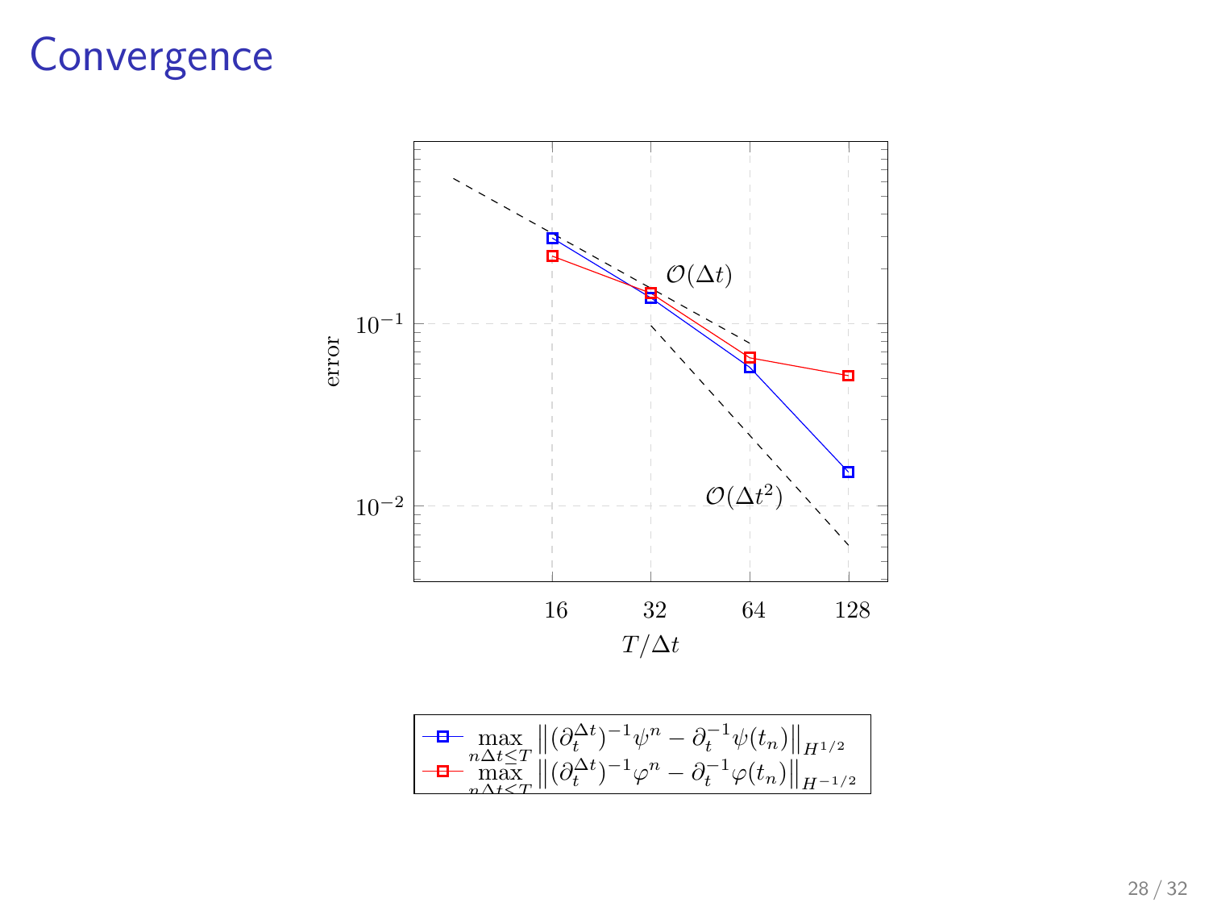# Convergence

error

$10^{-1}$

$10^{-2}$

$\mathcal{O}(\Delta t)$

$\mathcal{O}(\Delta t^2)$

16 32 64 128

$T/\Delta t$

$\max_{n\Delta t \leq T} \left\| (\partial_t^{\Delta t})^{-1}\psi^n - \partial_t^{-1}\psi(t_n) \right\|_{H^{1/2}}$

$\max_{n\Delta t \leq T} \left\| (\partial_t^{\Delta t})^{-1}\varphi^n - \partial_t^{-1}\varphi(t_n) \right\|_{H^{-1/2}}$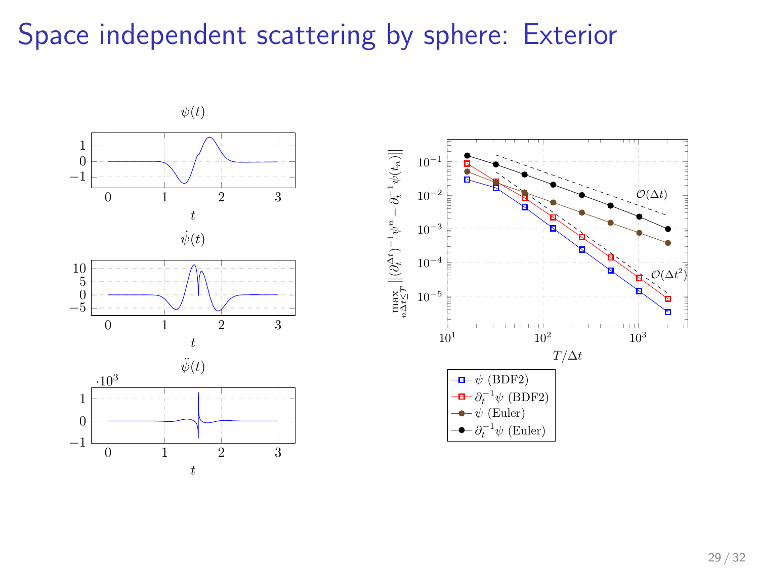# Space independent scattering by sphere: Exterior

$\psi(t)$

$\dot{\psi}(t)$

$\ddot{\psi}(t)$

$\max_{n\Delta t \leq T} \|(\partial_t^{\Delta t})^{-1}\psi^n - \partial_t^{-1}\psi(t_n)\|$

$T/\Delta t$

$\mathcal{O}(\Delta t)$

$\mathcal{O}(\Delta t^2)$

- $\psi$ (BDF2)
- $\partial_t^{-1}\psi$ (BDF2)
- $\psi$ (Euler)
- $\partial_t^{-1}\psi$ (Euler)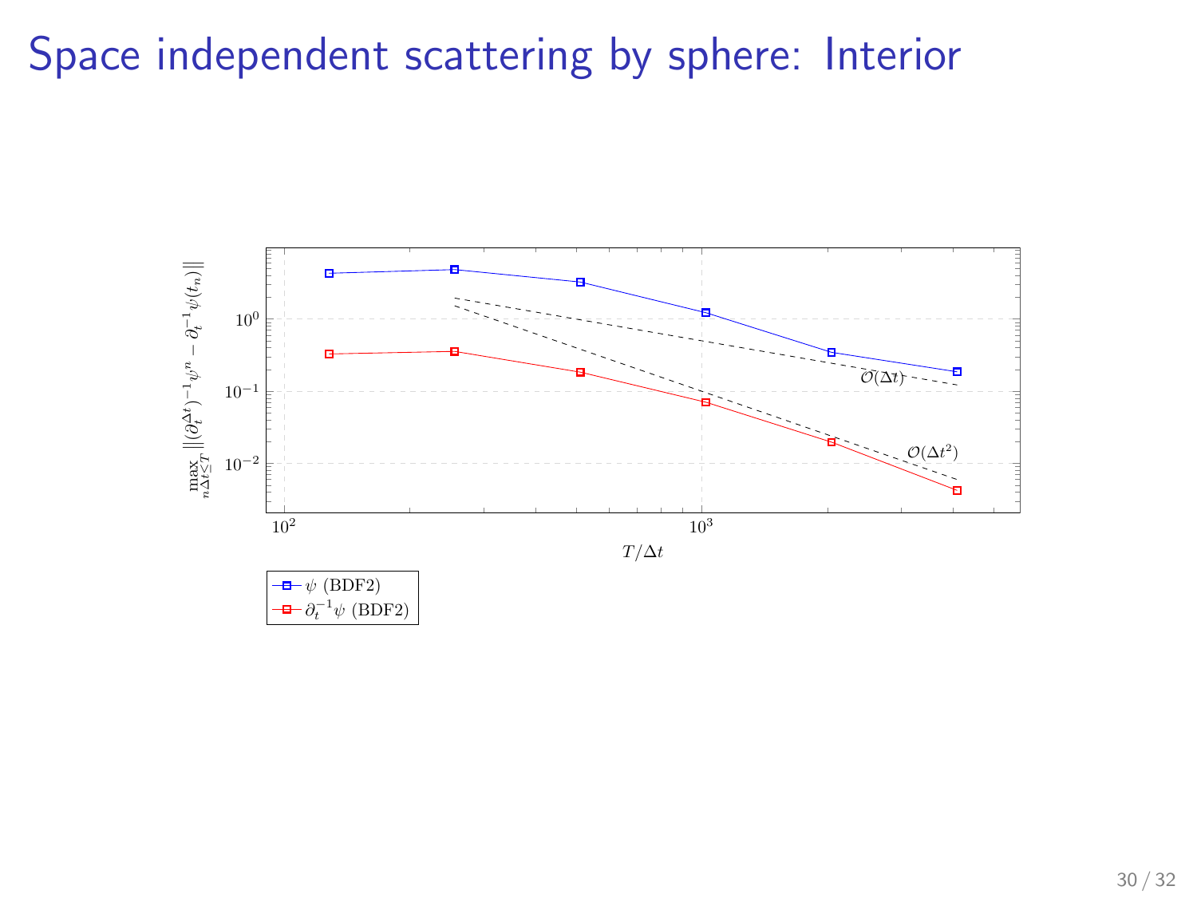# Space independent scattering by sphere: Interior

$\max_{n\Delta t \le T} \|(\partial_t^{\Delta t})^{-1}\psi^n - \partial_t^{-1}\psi(t_n)\|$

$T/\Delta t$

$\mathcal{O}(\Delta t)$

$\mathcal{O}(\Delta t^2)$

$\psi$ (BDF2)

$\partial_t^{-1}\psi$ (BDF2)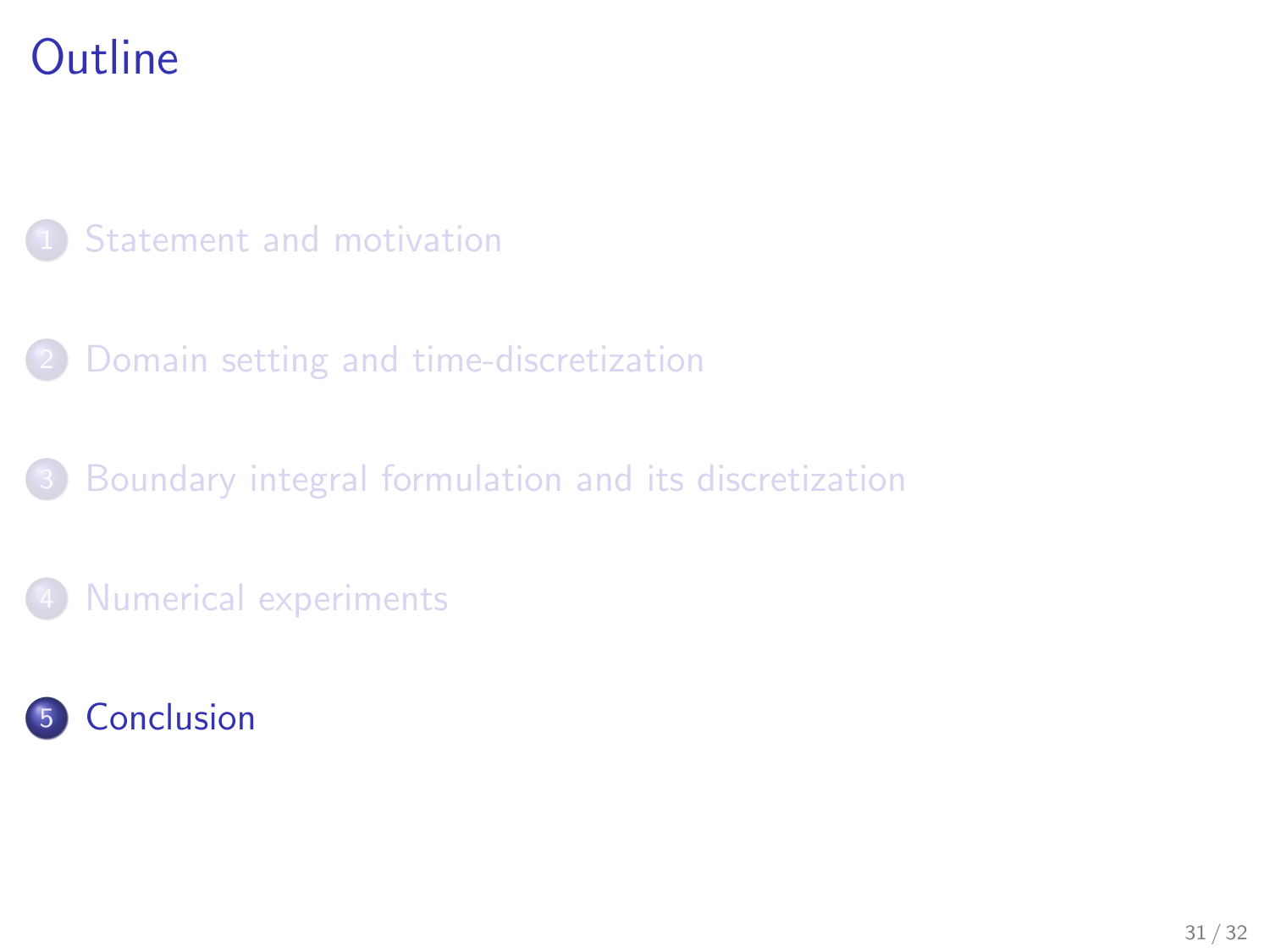# Outline

1. Statement and motivation
2. Domain setting and time-discretization
3. Boundary integral formulation and its discretization
4. Numerical experiments
5. **Conclusion**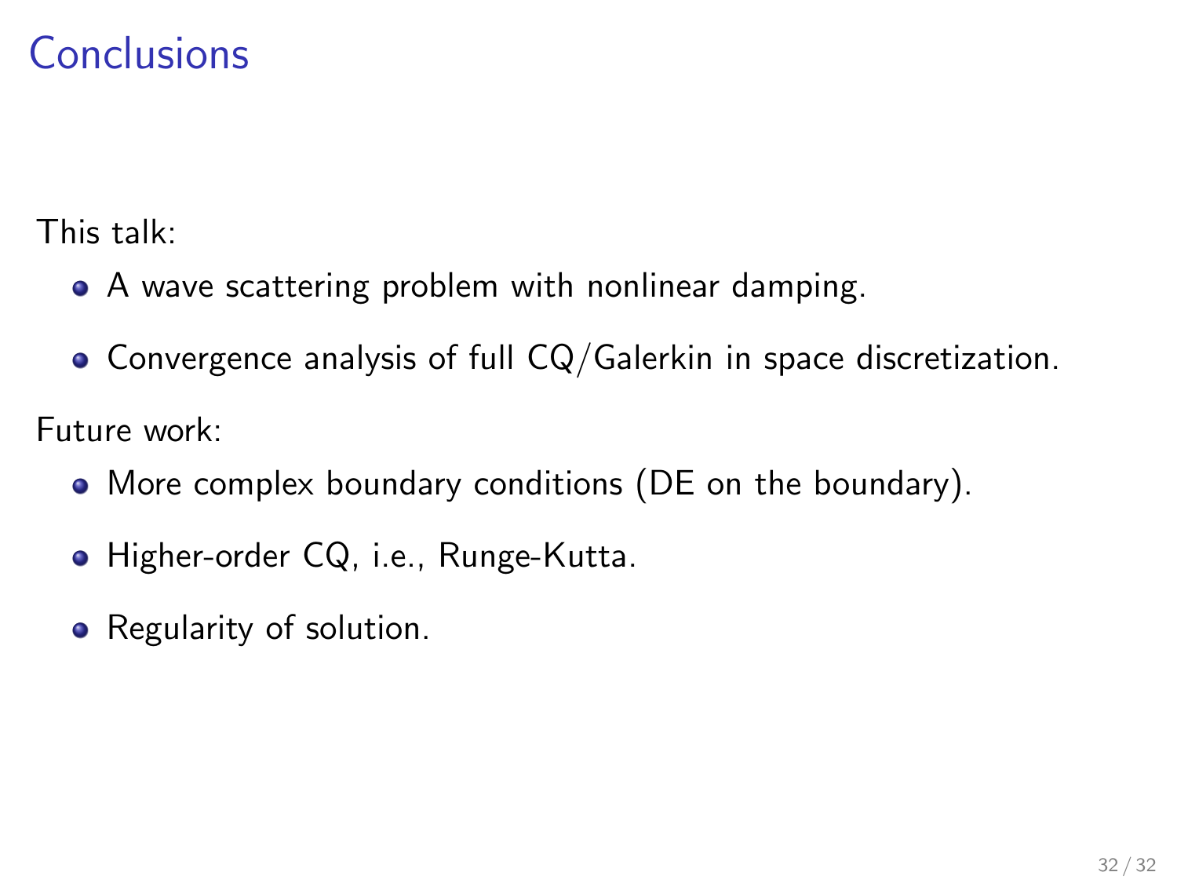# Conclusions

This talk:

- A wave scattering problem with nonlinear damping.
- Convergence analysis of full CQ/Galerkin in space discretization.

Future work:

- More complex boundary conditions (DE on the boundary).
- Higher-order CQ, i.e., Runge-Kutta.
- Regularity of solution.